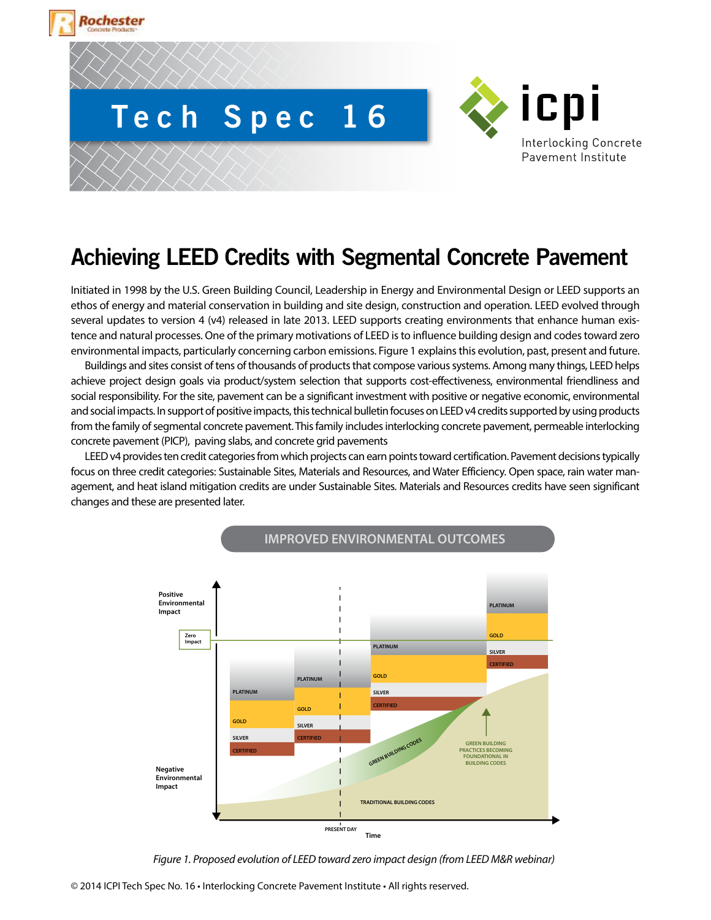# Tech Spec 16

# Achieving LEED Credits with Segmental Concrete Pavement

Initiated in 1998 by the U.S. Green Building Council, Leadership in Energy and Environmental Design or LEED supports an ethos of energy and material conservation in building and site design, construction and operation. LEED evolved through several updates to version 4 (v4) released in late 2013. LEED supports creating environments that enhance human existence and natural processes. One of the primary motivations of LEED is to influence building design and codes toward zero environmental impacts, particularly concerning carbon emissions. Figure 1 explains this evolution, past, present and future.

Buildings and sites consist of tens of thousands of products that compose various systems. Among many things, LEED helps achieve project design goals via product/system selection that supports cost-effectiveness, environmental friendliness and social responsibility. For the site, pavement can be a significant investment with positive or negative economic, environmental and social impacts. In support of positive impacts, this technical bulletin focuses on LEED v4 credits supported by using products from the family of segmental concrete pavement. This family includes interlocking concrete pavement, permeable interlocking concrete pavement (PICP), paving slabs, and concrete grid pavements

LEED v4 provides ten credit categories from which projects can earn points toward certification. Pavement decisions typically focus on three credit categories: Sustainable Sites, Materials and Resources, and Water Efficiency. Open space, rain water management, and heat island mitigation credits are under Sustainable Sites. Materials and Resources credits have seen significant changes and these are presented later.

*Figure 1. Proposed evolution of LEED toward zero impact design (from LEED M&R webinar)*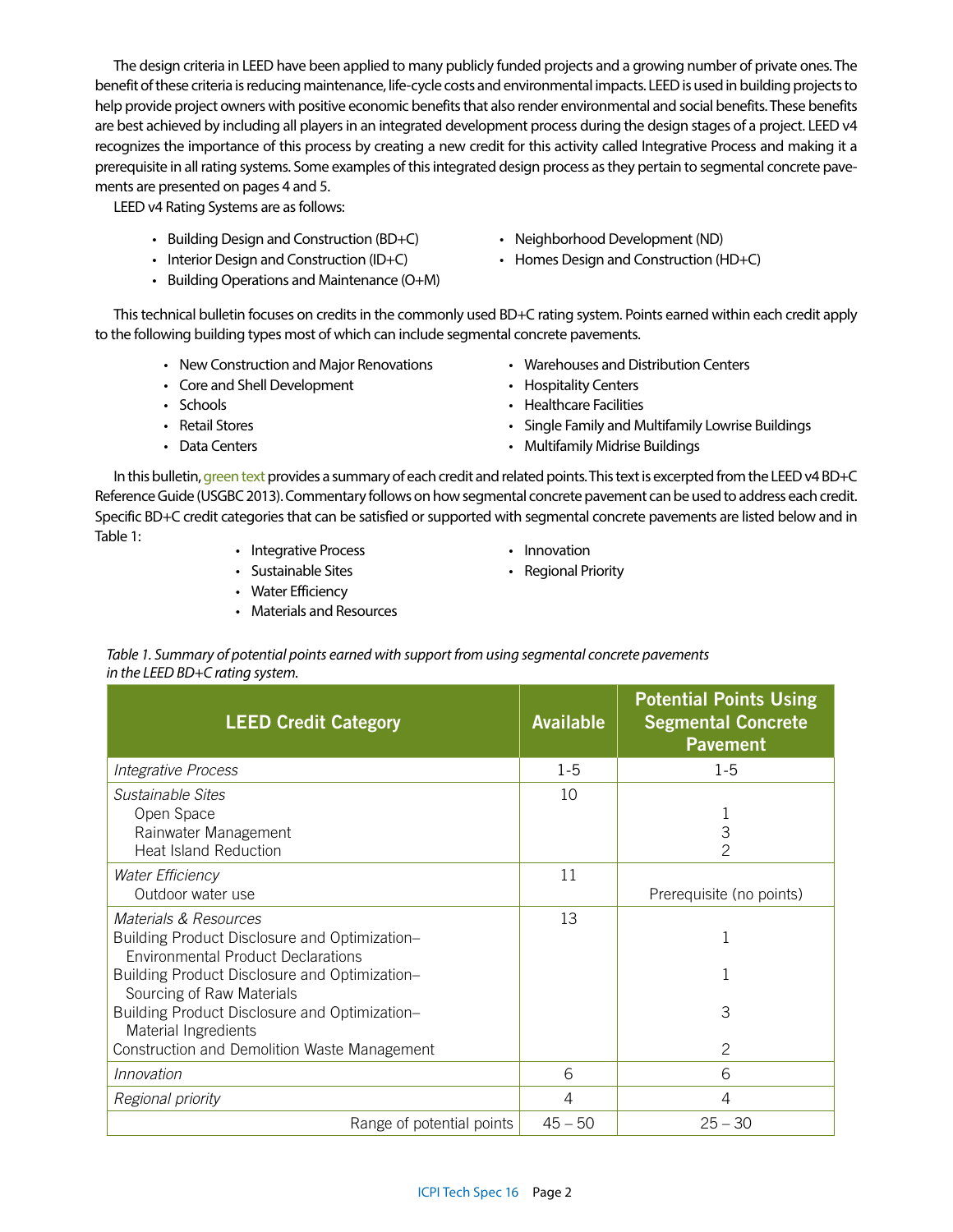The design criteria in LEED have been applied to many publicly funded projects and a growing number of private ones. The benefit of these criteria is reducing maintenance, life-cycle costs and environmental impacts. LEED is used in building projects to help provide project owners with positive economic benefits that also render environmental and social benefits. These benefits are best achieved by including all players in an integrated development process during the design stages of a project. LEED v4 recognizes the importance of this process by creating a new credit for this activity called Integrative Process and making it a prerequisite in all rating systems. Some examples of this integrated design process as they pertain to segmental concrete pavements are presented on pages 4 and 5.

LEED v4 Rating Systems are as follows:

- Building Design and Construction (BD+C)
- Interior Design and Construction (ID+C)
- Building Operations and Maintenance (O+M)
- Neighborhood Development (ND)
- Homes Design and Construction (HD+C)

This technical bulletin focuses on credits in the commonly used BD+C rating system. Points earned within each credit apply to the following building types most of which can include segmental concrete pavements.

- New Construction and Major Renovations
- Core and Shell Development
- Schools
- Retail Stores
- Data Centers
- Warehouses and Distribution Centers
- Hospitality Centers
- Healthcare Facilities
- Single Family and Multifamily Lowrise Buildings
- Multifamily Midrise Buildings

In this bulletin, green text provides a summary of each credit and related points. This text is excerpted from the LEED v4 BD+C Reference Guide (USGBC 2013). Commentary follows on how segmental concrete pavement can be used to address each credit. Specific BD+C credit categories that can be satisfied or supported with segmental concrete pavements are listed below and in Table 1:

- Integrative Process
- Sustainable Sites
- Water Efficiency
- Materials and Resources
- Innovation
- Regional Priority

*Table 1. Summary of potential points earned with support from using segmental concrete pavements in the LEED BD+C rating system.*

| LEED Credit Category | Available | Potential Points Using Segmental Concrete Pavement |
|---|---|---|
| *Integrative Process* | 1-5 | 1-5 |
| *Sustainable Sites* | 10 | |
| Open Space | | 1 |
| Rainwater Management | | 3 |
| Heat Island Reduction | | 2 |
| *Water Efficiency* | 11 | |
| Outdoor water use | | Prerequisite (no points) |
| *Materials & Resources* | 13 | |
| Building Product Disclosure and Optimization– Environmental Product Declarations | | 1 |
| Building Product Disclosure and Optimization– Sourcing of Raw Materials | | 1 |
| Building Product Disclosure and Optimization– Material Ingredients | | 3 |
| Construction and Demolition Waste Management | | 2 |
| *Innovation* | 6 | 6 |
| *Regional priority* | 4 | 4 |
| Range of potential points | 45 – 50 | 25 – 30 |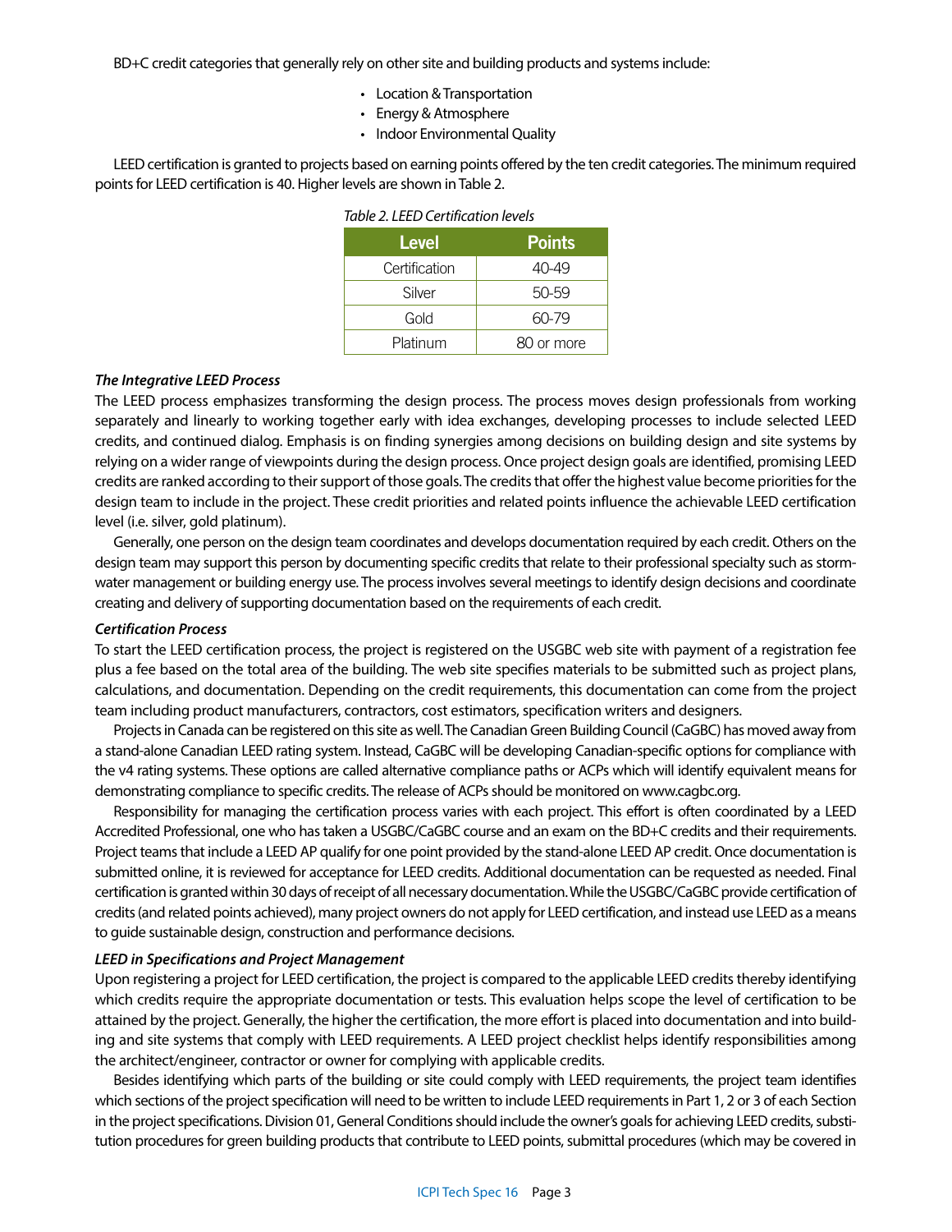BD+C credit categories that generally rely on other site and building products and systems include:

- Location & Transportation
- Energy & Atmosphere
- Indoor Environmental Quality

LEED certification is granted to projects based on earning points offered by the ten credit categories. The minimum required points for LEED certification is 40. Higher levels are shown in Table 2.

*Table 2. LEED Certification levels*

| Level | Points |
|---|---|
| Certification | 40-49 |
| Silver | 50-59 |
| Gold | 60-79 |
| Platinum | 80 or more |

***The Integrative LEED Process***

The LEED process emphasizes transforming the design process. The process moves design professionals from working separately and linearly to working together early with idea exchanges, developing processes to include selected LEED credits, and continued dialog. Emphasis is on finding synergies among decisions on building design and site systems by relying on a wider range of viewpoints during the design process. Once project design goals are identified, promising LEED credits are ranked according to their support of those goals. The credits that offer the highest value become priorities for the design team to include in the project. These credit priorities and related points influence the achievable LEED certification level (i.e. silver, gold platinum).

Generally, one person on the design team coordinates and develops documentation required by each credit. Others on the design team may support this person by documenting specific credits that relate to their professional specialty such as stormwater management or building energy use. The process involves several meetings to identify design decisions and coordinate creating and delivery of supporting documentation based on the requirements of each credit.

***Certification Process***

To start the LEED certification process, the project is registered on the USGBC web site with payment of a registration fee plus a fee based on the total area of the building. The web site specifies materials to be submitted such as project plans, calculations, and documentation. Depending on the credit requirements, this documentation can come from the project team including product manufacturers, contractors, cost estimators, specification writers and designers.

Projects in Canada can be registered on this site as well. The Canadian Green Building Council (CaGBC) has moved away from a stand-alone Canadian LEED rating system. Instead, CaGBC will be developing Canadian-specific options for compliance with the v4 rating systems. These options are called alternative compliance paths or ACPs which will identify equivalent means for demonstrating compliance to specific credits. The release of ACPs should be monitored on www.cagbc.org.

Responsibility for managing the certification process varies with each project. This effort is often coordinated by a LEED Accredited Professional, one who has taken a USGBC/CaGBC course and an exam on the BD+C credits and their requirements. Project teams that include a LEED AP qualify for one point provided by the stand-alone LEED AP credit. Once documentation is submitted online, it is reviewed for acceptance for LEED credits. Additional documentation can be requested as needed. Final certification is granted within 30 days of receipt of all necessary documentation. While the USGBC/CaGBC provide certification of credits (and related points achieved), many project owners do not apply for LEED certification, and instead use LEED as a means to guide sustainable design, construction and performance decisions.

***LEED in Specifications and Project Management***

Upon registering a project for LEED certification, the project is compared to the applicable LEED credits thereby identifying which credits require the appropriate documentation or tests. This evaluation helps scope the level of certification to be attained by the project. Generally, the higher the certification, the more effort is placed into documentation and into building and site systems that comply with LEED requirements. A LEED project checklist helps identify responsibilities among the architect/engineer, contractor or owner for complying with applicable credits.

Besides identifying which parts of the building or site could comply with LEED requirements, the project team identifies which sections of the project specification will need to be written to include LEED requirements in Part 1, 2 or 3 of each Section in the project specifications. Division 01, General Conditions should include the owner's goals for achieving LEED credits, substitution procedures for green building products that contribute to LEED points, submittal procedures (which may be covered in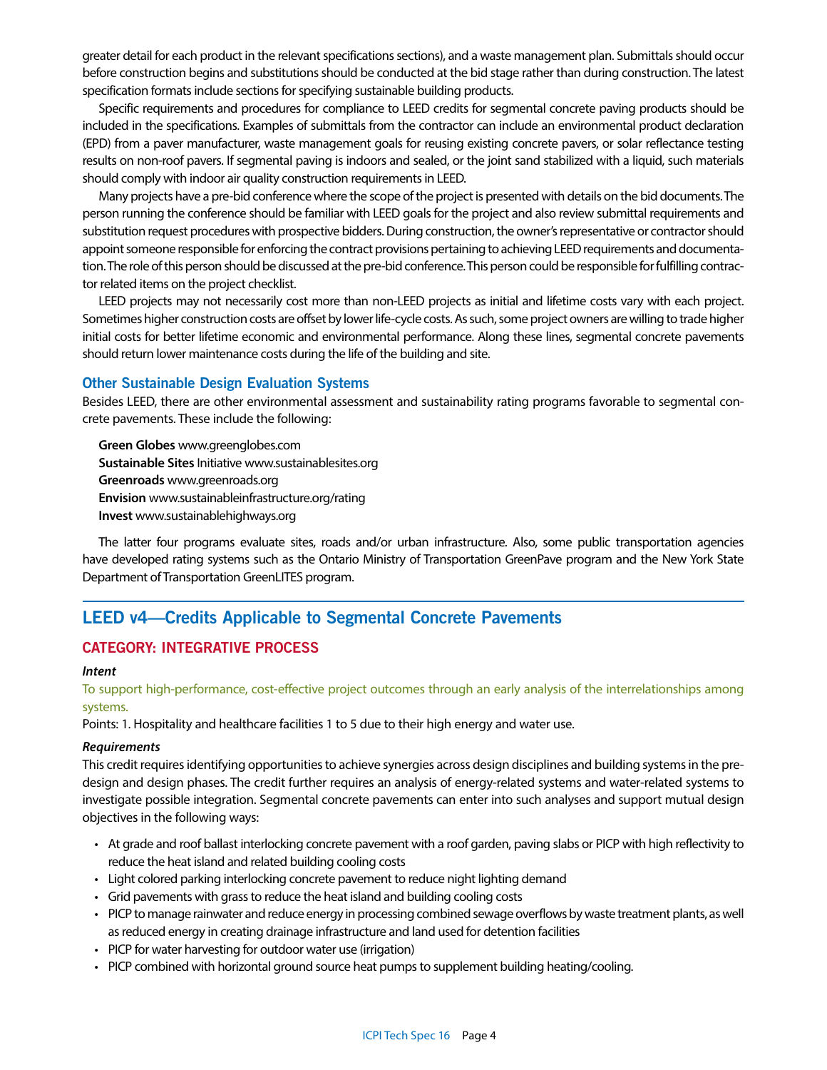greater detail for each product in the relevant specifications sections), and a waste management plan. Submittals should occur before construction begins and substitutions should be conducted at the bid stage rather than during construction. The latest specification formats include sections for specifying sustainable building products.

Specific requirements and procedures for compliance to LEED credits for segmental concrete paving products should be included in the specifications. Examples of submittals from the contractor can include an environmental product declaration (EPD) from a paver manufacturer, waste management goals for reusing existing concrete pavers, or solar reflectance testing results on non-roof pavers. If segmental paving is indoors and sealed, or the joint sand stabilized with a liquid, such materials should comply with indoor air quality construction requirements in LEED.

Many projects have a pre-bid conference where the scope of the project is presented with details on the bid documents. The person running the conference should be familiar with LEED goals for the project and also review submittal requirements and substitution request procedures with prospective bidders. During construction, the owner's representative or contractor should appoint someone responsible for enforcing the contract provisions pertaining to achieving LEED requirements and documentation. The role of this person should be discussed at the pre-bid conference. This person could be responsible for fulfilling contractor related items on the project checklist.

LEED projects may not necessarily cost more than non-LEED projects as initial and lifetime costs vary with each project. Sometimes higher construction costs are offset by lower life-cycle costs. As such, some project owners are willing to trade higher initial costs for better lifetime economic and environmental performance. Along these lines, segmental concrete pavements should return lower maintenance costs during the life of the building and site.

### Other Sustainable Design Evaluation Systems

Besides LEED, there are other environmental assessment and sustainability rating programs favorable to segmental concrete pavements. These include the following:

**Green Globes** www.greenglobes.com
**Sustainable Sites** Initiative www.sustainablesites.org
**Greenroads** www.greenroads.org
**Envision** www.sustainableinfrastructure.org/rating
**Invest** www.sustainablehighways.org

The latter four programs evaluate sites, roads and/or urban infrastructure. Also, some public transportation agencies have developed rating systems such as the Ontario Ministry of Transportation GreenPave program and the New York State Department of Transportation GreenLITES program.

## LEED v4—Credits Applicable to Segmental Concrete Pavements

### CATEGORY: INTEGRATIVE PROCESS

***Intent***

To support high-performance, cost-effective project outcomes through an early analysis of the interrelationships among systems.

Points: 1. Hospitality and healthcare facilities 1 to 5 due to their high energy and water use.

***Requirements***

This credit requires identifying opportunities to achieve synergies across design disciplines and building systems in the predesign and design phases. The credit further requires an analysis of energy-related systems and water-related systems to investigate possible integration. Segmental concrete pavements can enter into such analyses and support mutual design objectives in the following ways:

- At grade and roof ballast interlocking concrete pavement with a roof garden, paving slabs or PICP with high reflectivity to reduce the heat island and related building cooling costs
- Light colored parking interlocking concrete pavement to reduce night lighting demand
- Grid pavements with grass to reduce the heat island and building cooling costs
- PICP to manage rainwater and reduce energy in processing combined sewage overflows by waste treatment plants, as well as reduced energy in creating drainage infrastructure and land used for detention facilities
- PICP for water harvesting for outdoor water use (irrigation)
- PICP combined with horizontal ground source heat pumps to supplement building heating/cooling.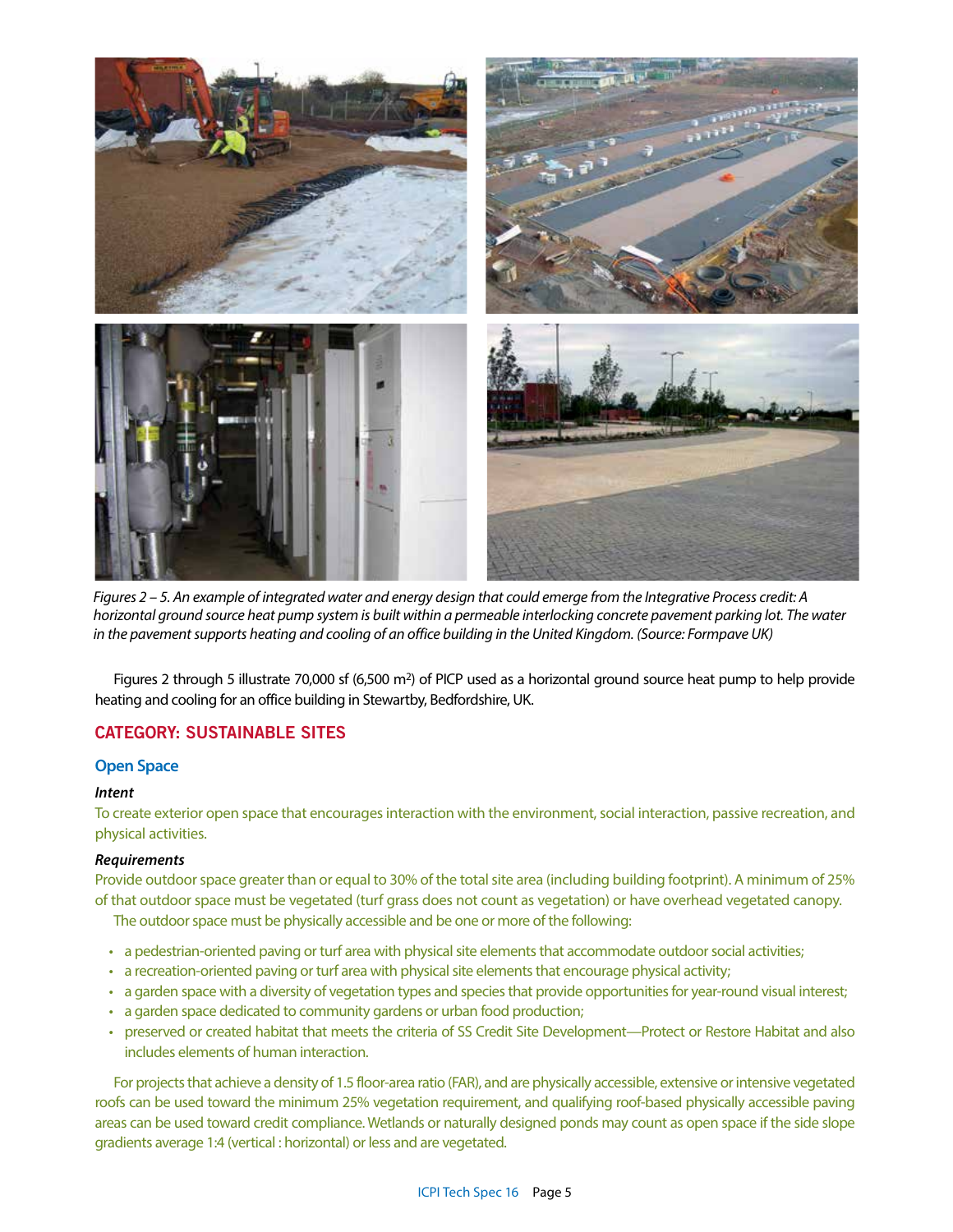*Figures 2 – 5. An example of integrated water and energy design that could emerge from the Integrative Process credit: A horizontal ground source heat pump system is built within a permeable interlocking concrete pavement parking lot. The water in the pavement supports heating and cooling of an office building in the United Kingdom. (Source: Formpave UK)*

Figures 2 through 5 illustrate 70,000 sf (6,500 m$^2$) of PICP used as a horizontal ground source heat pump to help provide heating and cooling for an office building in Stewartby, Bedfordshire, UK.

## CATEGORY: SUSTAINABLE SITES

### Open Space

***Intent***

To create exterior open space that encourages interaction with the environment, social interaction, passive recreation, and physical activities.

***Requirements***

Provide outdoor space greater than or equal to 30% of the total site area (including building footprint). A minimum of 25% of that outdoor space must be vegetated (turf grass does not count as vegetation) or have overhead vegetated canopy.

The outdoor space must be physically accessible and be one or more of the following:

- a pedestrian-oriented paving or turf area with physical site elements that accommodate outdoor social activities;
- a recreation-oriented paving or turf area with physical site elements that encourage physical activity;
- a garden space with a diversity of vegetation types and species that provide opportunities for year-round visual interest;
- a garden space dedicated to community gardens or urban food production;
- preserved or created habitat that meets the criteria of SS Credit Site Development—Protect or Restore Habitat and also includes elements of human interaction.

For projects that achieve a density of 1.5 floor-area ratio (FAR), and are physically accessible, extensive or intensive vegetated roofs can be used toward the minimum 25% vegetation requirement, and qualifying roof-based physically accessible paving areas can be used toward credit compliance. Wetlands or naturally designed ponds may count as open space if the side slope gradients average 1:4 (vertical : horizontal) or less and are vegetated.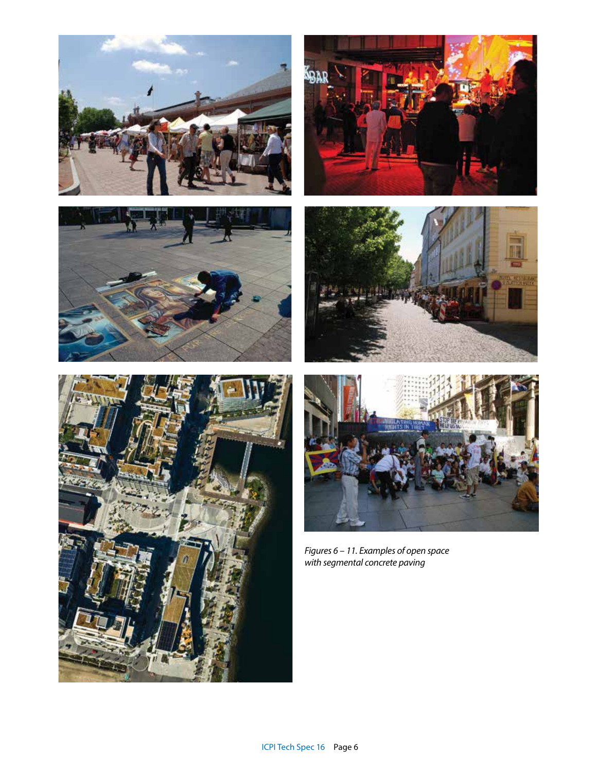*Figures 6 – 11. Examples of open space with segmental concrete paving*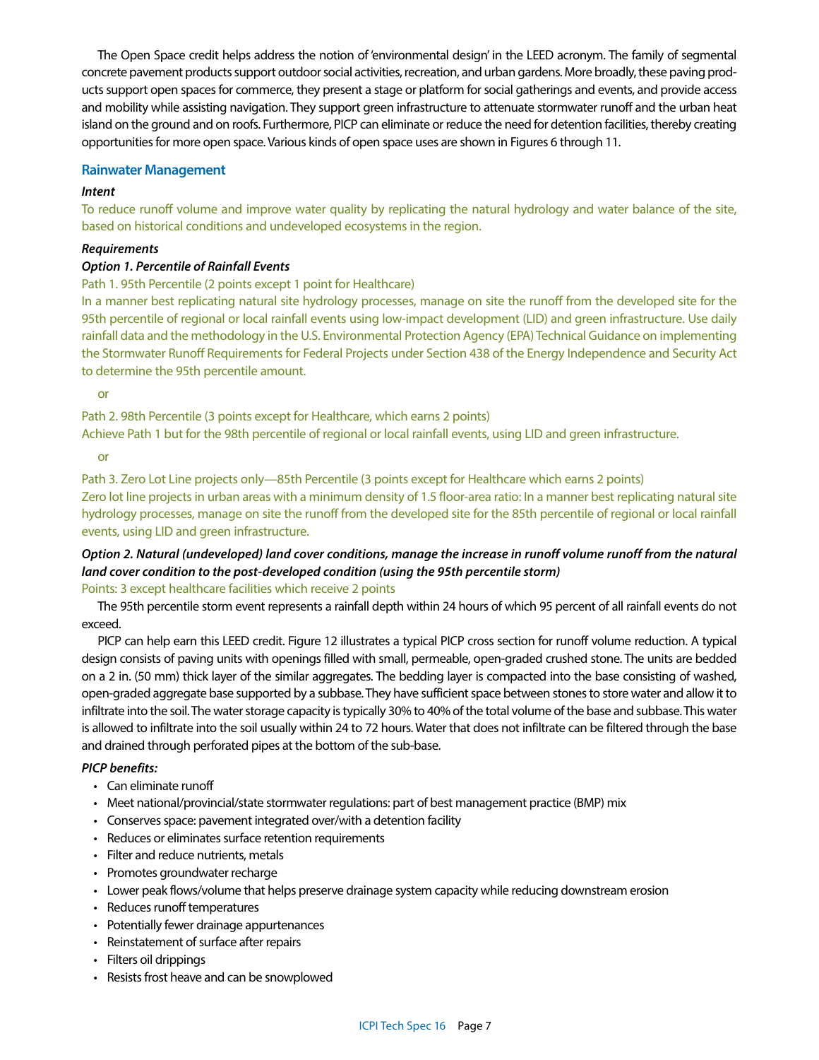The Open Space credit helps address the notion of 'environmental design' in the LEED acronym. The family of segmental concrete pavement products support outdoor social activities, recreation, and urban gardens. More broadly, these paving products support open spaces for commerce, they present a stage or platform for social gatherings and events, and provide access and mobility while assisting navigation. They support green infrastructure to attenuate stormwater runoff and the urban heat island on the ground and on roofs. Furthermore, PICP can eliminate or reduce the need for detention facilities, thereby creating opportunities for more open space. Various kinds of open space uses are shown in Figures 6 through 11.

### Rainwater Management

***Intent***

To reduce runoff volume and improve water quality by replicating the natural hydrology and water balance of the site, based on historical conditions and undeveloped ecosystems in the region.

***Requirements***

***Option 1. Percentile of Rainfall Events***

Path 1. 95th Percentile (2 points except 1 point for Healthcare)

In a manner best replicating natural site hydrology processes, manage on site the runoff from the developed site for the 95th percentile of regional or local rainfall events using low-impact development (LID) and green infrastructure. Use daily rainfall data and the methodology in the U.S. Environmental Protection Agency (EPA) Technical Guidance on implementing the Stormwater Runoff Requirements for Federal Projects under Section 438 of the Energy Independence and Security Act to determine the 95th percentile amount.

or

Path 2. 98th Percentile (3 points except for Healthcare, which earns 2 points)

Achieve Path 1 but for the 98th percentile of regional or local rainfall events, using LID and green infrastructure.

or

Path 3. Zero Lot Line projects only—85th Percentile (3 points except for Healthcare which earns 2 points)

Zero lot line projects in urban areas with a minimum density of 1.5 floor-area ratio: In a manner best replicating natural site hydrology processes, manage on site the runoff from the developed site for the 85th percentile of regional or local rainfall events, using LID and green infrastructure.

***Option 2. Natural (undeveloped) land cover conditions, manage the increase in runoff volume runoff from the natural land cover condition to the post-developed condition (using the 95th percentile storm)***

Points: 3 except healthcare facilities which receive 2 points

The 95th percentile storm event represents a rainfall depth within 24 hours of which 95 percent of all rainfall events do not exceed.

PICP can help earn this LEED credit. Figure 12 illustrates a typical PICP cross section for runoff volume reduction. A typical design consists of paving units with openings filled with small, permeable, open-graded crushed stone. The units are bedded on a 2 in. (50 mm) thick layer of the similar aggregates. The bedding layer is compacted into the base consisting of washed, open-graded aggregate base supported by a subbase. They have sufficient space between stones to store water and allow it to infiltrate into the soil. The water storage capacity is typically 30% to 40% of the total volume of the base and subbase. This water is allowed to infiltrate into the soil usually within 24 to 72 hours. Water that does not infiltrate can be filtered through the base and drained through perforated pipes at the bottom of the sub-base.

***PICP benefits:***

- Can eliminate runoff
- Meet national/provincial/state stormwater regulations: part of best management practice (BMP) mix
- Conserves space: pavement integrated over/with a detention facility
- Reduces or eliminates surface retention requirements
- Filter and reduce nutrients, metals
- Promotes groundwater recharge
- Lower peak flows/volume that helps preserve drainage system capacity while reducing downstream erosion
- Reduces runoff temperatures
- Potentially fewer drainage appurtenances
- Reinstatement of surface after repairs
- Filters oil drippings
- Resists frost heave and can be snowplowed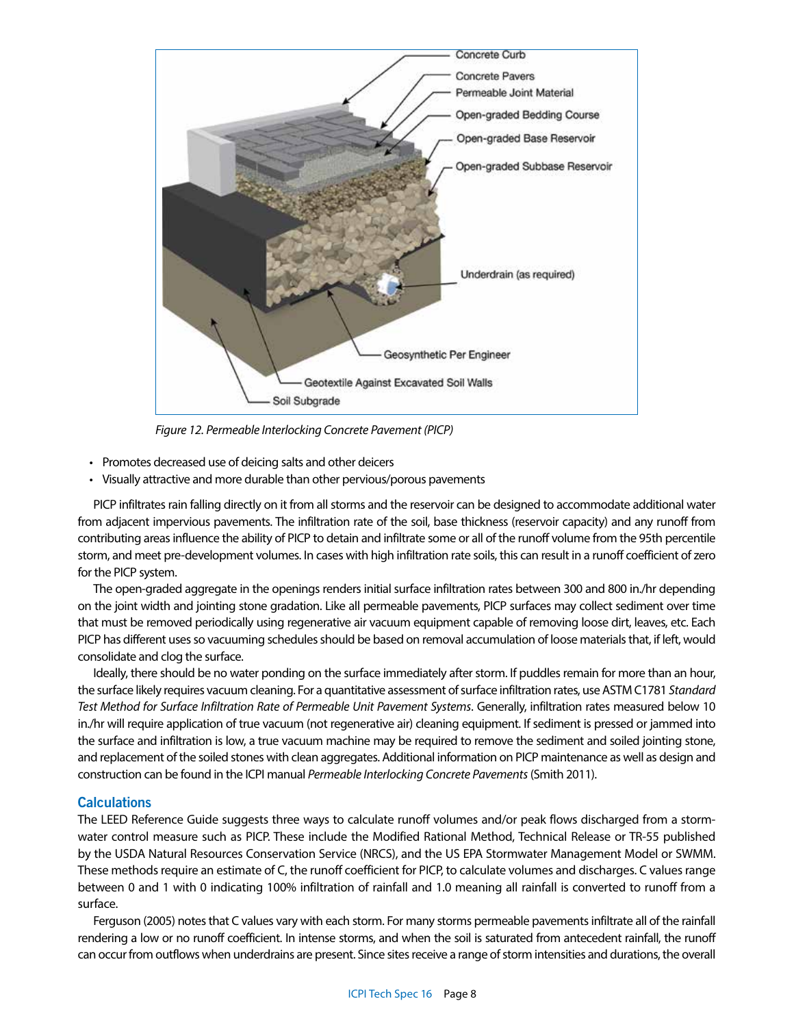Figure 12. Permeable Interlocking Concrete Pavement (PICP)

- Promotes decreased use of deicing salts and other deicers
- Visually attractive and more durable than other pervious/porous pavements

PICP infiltrates rain falling directly on it from all storms and the reservoir can be designed to accommodate additional water from adjacent impervious pavements. The infiltration rate of the soil, base thickness (reservoir capacity) and any runoff from contributing areas influence the ability of PICP to detain and infiltrate some or all of the runoff volume from the 95th percentile storm, and meet pre-development volumes. In cases with high infiltration rate soils, this can result in a runoff coefficient of zero for the PICP system.

The open-graded aggregate in the openings renders initial surface infiltration rates between 300 and 800 in./hr depending on the joint width and jointing stone gradation. Like all permeable pavements, PICP surfaces may collect sediment over time that must be removed periodically using regenerative air vacuum equipment capable of removing loose dirt, leaves, etc. Each PICP has different uses so vacuuming schedules should be based on removal accumulation of loose materials that, if left, would consolidate and clog the surface.

Ideally, there should be no water ponding on the surface immediately after storm. If puddles remain for more than an hour, the surface likely requires vacuum cleaning. For a quantitative assessment of surface infiltration rates, use ASTM C1781 *Standard Test Method for Surface Infiltration Rate of Permeable Unit Pavement Systems*. Generally, infiltration rates measured below 10 in./hr will require application of true vacuum (not regenerative air) cleaning equipment. If sediment is pressed or jammed into the surface and infiltration is low, a true vacuum machine may be required to remove the sediment and soiled jointing stone, and replacement of the soiled stones with clean aggregates. Additional information on PICP maintenance as well as design and construction can be found in the ICPI manual *Permeable Interlocking Concrete Pavements* (Smith 2011).

### Calculations

The LEED Reference Guide suggests three ways to calculate runoff volumes and/or peak flows discharged from a stormwater control measure such as PICP. These include the Modified Rational Method, Technical Release or TR-55 published by the USDA Natural Resources Conservation Service (NRCS), and the US EPA Stormwater Management Model or SWMM. These methods require an estimate of C, the runoff coefficient for PICP, to calculate volumes and discharges. C values range between 0 and 1 with 0 indicating 100% infiltration of rainfall and 1.0 meaning all rainfall is converted to runoff from a surface.

Ferguson (2005) notes that C values vary with each storm. For many storms permeable pavements infiltrate all of the rainfall rendering a low or no runoff coefficient. In intense storms, and when the soil is saturated from antecedent rainfall, the runoff can occur from outflows when underdrains are present. Since sites receive a range of storm intensities and durations, the overall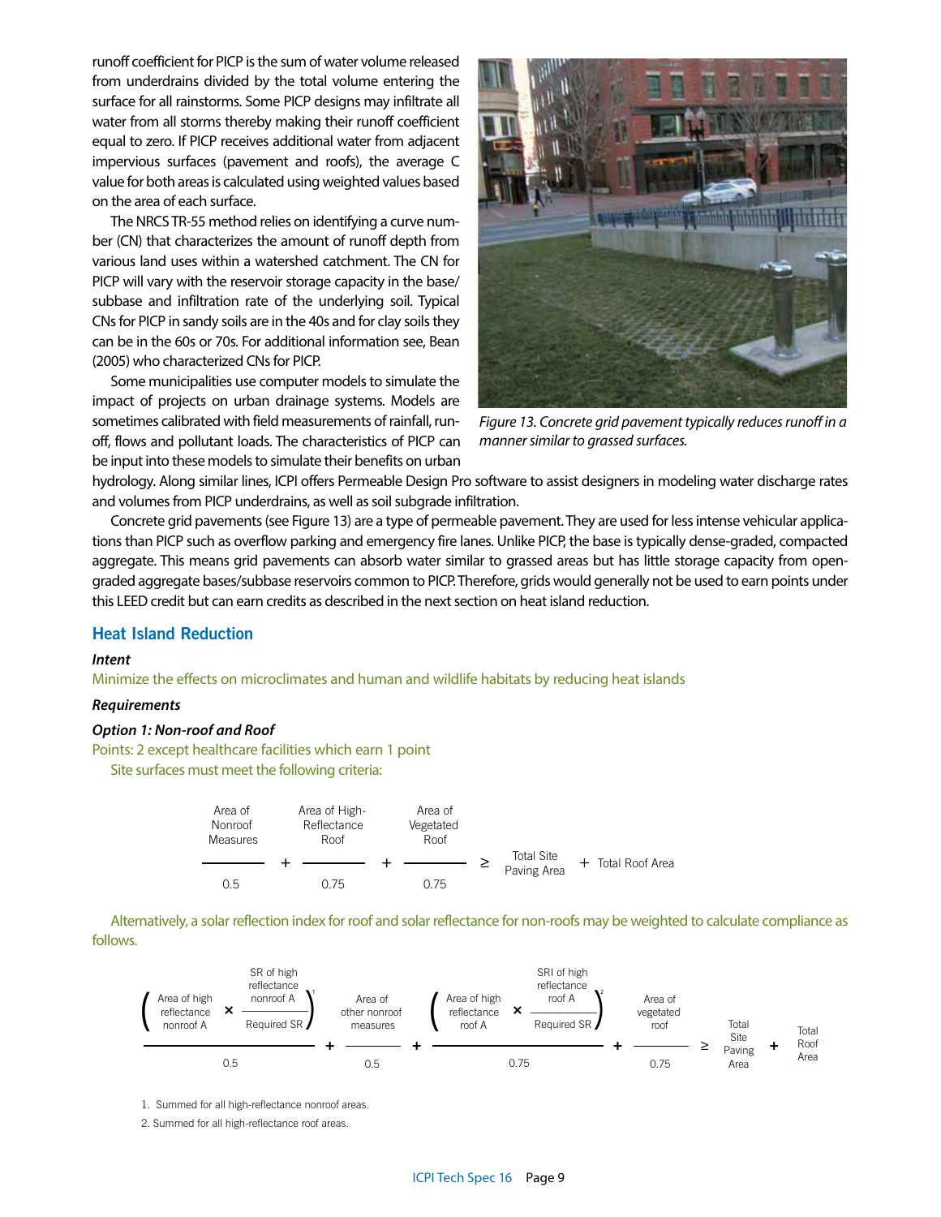runoff coefficient for PICP is the sum of water volume released from underdrains divided by the total volume entering the surface for all rainstorms. Some PICP designs may infiltrate all water from all storms thereby making their runoff coefficient equal to zero. If PICP receives additional water from adjacent impervious surfaces (pavement and roofs), the average C value for both areas is calculated using weighted values based on the area of each surface.

The NRCS TR-55 method relies on identifying a curve number (CN) that characterizes the amount of runoff depth from various land uses within a watershed catchment. The CN for PICP will vary with the reservoir storage capacity in the base/subbase and infiltration rate of the underlying soil. Typical CNs for PICP in sandy soils are in the 40s and for clay soils they can be in the 60s or 70s. For additional information see, Bean (2005) who characterized CNs for PICP.

Some municipalities use computer models to simulate the impact of projects on urban drainage systems. Models are sometimes calibrated with field measurements of rainfall, runoff, flows and pollutant loads. The characteristics of PICP can be input into these models to simulate their benefits on urban hydrology. Along similar lines, ICPI offers Permeable Design Pro software to assist designers in modeling water discharge rates and volumes from PICP underdrains, as well as soil subgrade infiltration.

*Figure 13. Concrete grid pavement typically reduces runoff in a manner similar to grassed surfaces.*

Concrete grid pavements (see Figure 13) are a type of permeable pavement. They are used for less intense vehicular applications than PICP such as overflow parking and emergency fire lanes. Unlike PICP, the base is typically dense-graded, compacted aggregate. This means grid pavements can absorb water similar to grassed areas but has little storage capacity from open-graded aggregate bases/subbase reservoirs common to PICP. Therefore, grids would generally not be used to earn points under this LEED credit but can earn credits as described in the next section on heat island reduction.

## Heat Island Reduction

***Intent***

Minimize the effects on microclimates and human and wildlife habitats by reducing heat islands

***Requirements***

***Option 1: Non-roof and Roof***

Points: 2 except healthcare facilities which earn 1 point

Site surfaces must meet the following criteria:

$$\frac{\text{Area of Nonroof Measures}}{0.5} + \frac{\text{Area of High-Reflectance Roof}}{0.75} + \frac{\text{Area of Vegetated Roof}}{0.75} \geq \text{Total Site Paving Area} + \text{Total Roof Area}$$

Alternatively, a solar reflection index for roof and solar reflectance for non-roofs may be weighted to calculate compliance as follows.

$$\frac{\left(\text{Area of high reflectance nonroof A} \times \frac{\text{SR of high reflectance nonroof A}}{\text{Required SR}}\right)^{1}}{0.5} + \frac{\text{Area of other nonroof measures}}{0.5} + \frac{\left(\text{Area of high reflectance roof A} \times \frac{\text{SRI of high reflectance roof A}}{\text{Required SR}}\right)^{2}}{0.75} + \frac{\text{Area of vegetated roof}}{0.75} \geq \text{Total Site Paving Area} + \text{Total Roof Area}$$

1. Summed for all high-reflectance nonroof areas.
2. Summed for all high-reflectance roof areas.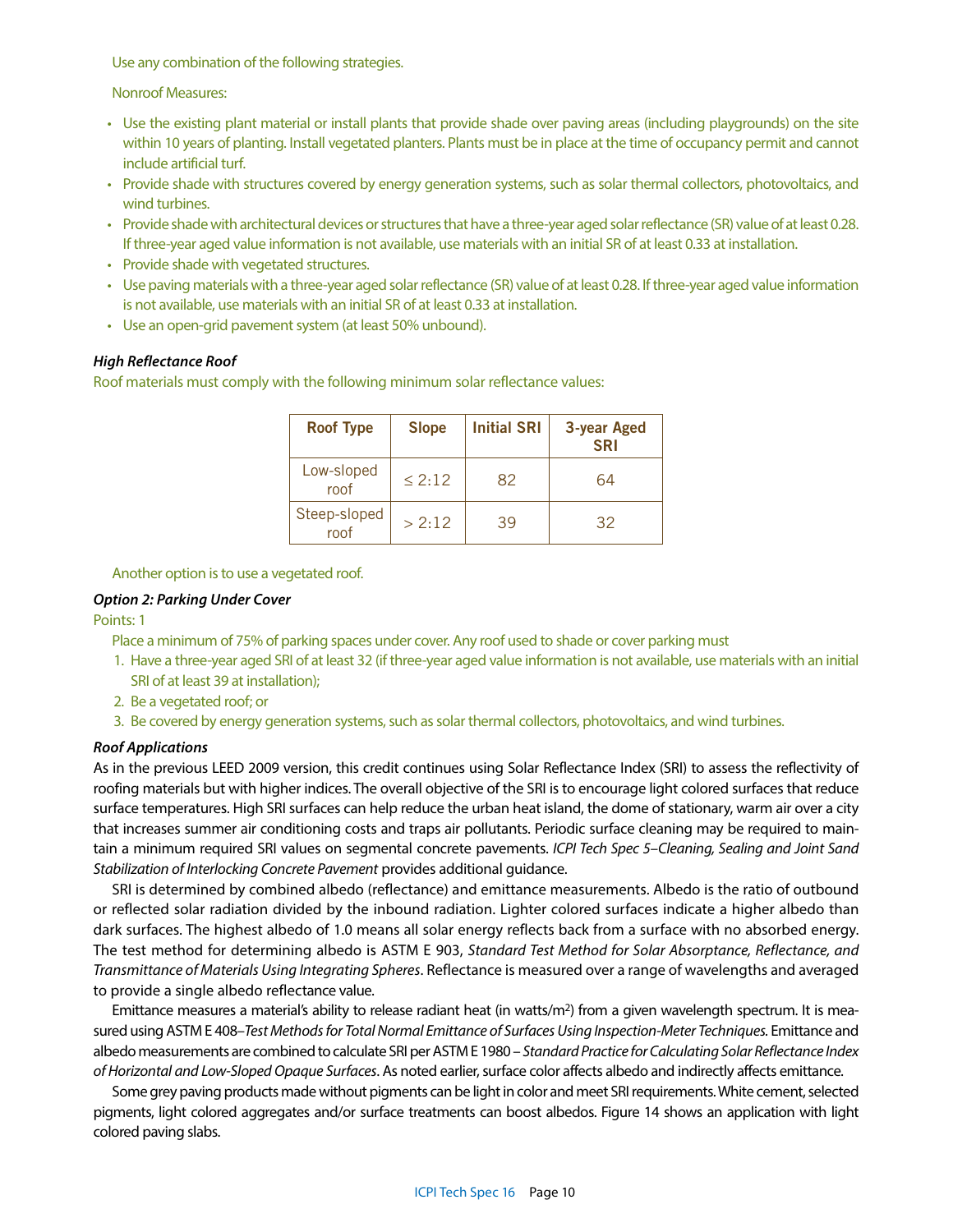Use any combination of the following strategies.

Nonroof Measures:

- Use the existing plant material or install plants that provide shade over paving areas (including playgrounds) on the site within 10 years of planting. Install vegetated planters. Plants must be in place at the time of occupancy permit and cannot include artificial turf.
- Provide shade with structures covered by energy generation systems, such as solar thermal collectors, photovoltaics, and wind turbines.
- Provide shade with architectural devices or structures that have a three-year aged solar reflectance (SR) value of at least 0.28. If three-year aged value information is not available, use materials with an initial SR of at least 0.33 at installation.
- Provide shade with vegetated structures.
- Use paving materials with a three-year aged solar reflectance (SR) value of at least 0.28. If three-year aged value information is not available, use materials with an initial SR of at least 0.33 at installation.
- Use an open-grid pavement system (at least 50% unbound).

***High Reflectance Roof***

Roof materials must comply with the following minimum solar reflectance values:

| Roof Type | Slope | Initial SRI | 3-year Aged SRI |
|---|---|---|---|
| Low-sloped roof | ≤ 2:12 | 82 | 64 |
| Steep-sloped roof | > 2:12 | 39 | 32 |

Another option is to use a vegetated roof.

***Option 2: Parking Under Cover***

Points: 1

Place a minimum of 75% of parking spaces under cover. Any roof used to shade or cover parking must

1. Have a three-year aged SRI of at least 32 (if three-year aged value information is not available, use materials with an initial SRI of at least 39 at installation);
2. Be a vegetated roof; or
3. Be covered by energy generation systems, such as solar thermal collectors, photovoltaics, and wind turbines.

***Roof Applications***

As in the previous LEED 2009 version, this credit continues using Solar Reflectance Index (SRI) to assess the reflectivity of roofing materials but with higher indices. The overall objective of the SRI is to encourage light colored surfaces that reduce surface temperatures. High SRI surfaces can help reduce the urban heat island, the dome of stationary, warm air over a city that increases summer air conditioning costs and traps air pollutants. Periodic surface cleaning may be required to maintain a minimum required SRI values on segmental concrete pavements. *ICPI Tech Spec 5–Cleaning, Sealing and Joint Sand Stabilization of Interlocking Concrete Pavement* provides additional guidance.

SRI is determined by combined albedo (reflectance) and emittance measurements. Albedo is the ratio of outbound or reflected solar radiation divided by the inbound radiation. Lighter colored surfaces indicate a higher albedo than dark surfaces. The highest albedo of 1.0 means all solar energy reflects back from a surface with no absorbed energy. The test method for determining albedo is ASTM E 903, *Standard Test Method for Solar Absorptance, Reflectance, and Transmittance of Materials Using Integrating Spheres*. Reflectance is measured over a range of wavelengths and averaged to provide a single albedo reflectance value.

Emittance measures a material's ability to release radiant heat (in watts/$m^2$) from a given wavelength spectrum. It is measured using ASTM E 408–*Test Methods for Total Normal Emittance of Surfaces Using Inspection-Meter Techniques*. Emittance and albedo measurements are combined to calculate SRI per ASTM E 1980 – *Standard Practice for Calculating Solar Reflectance Index of Horizontal and Low-Sloped Opaque Surfaces*. As noted earlier, surface color affects albedo and indirectly affects emittance.

Some grey paving products made without pigments can be light in color and meet SRI requirements. White cement, selected pigments, light colored aggregates and/or surface treatments can boost albedos. Figure 14 shows an application with light colored paving slabs.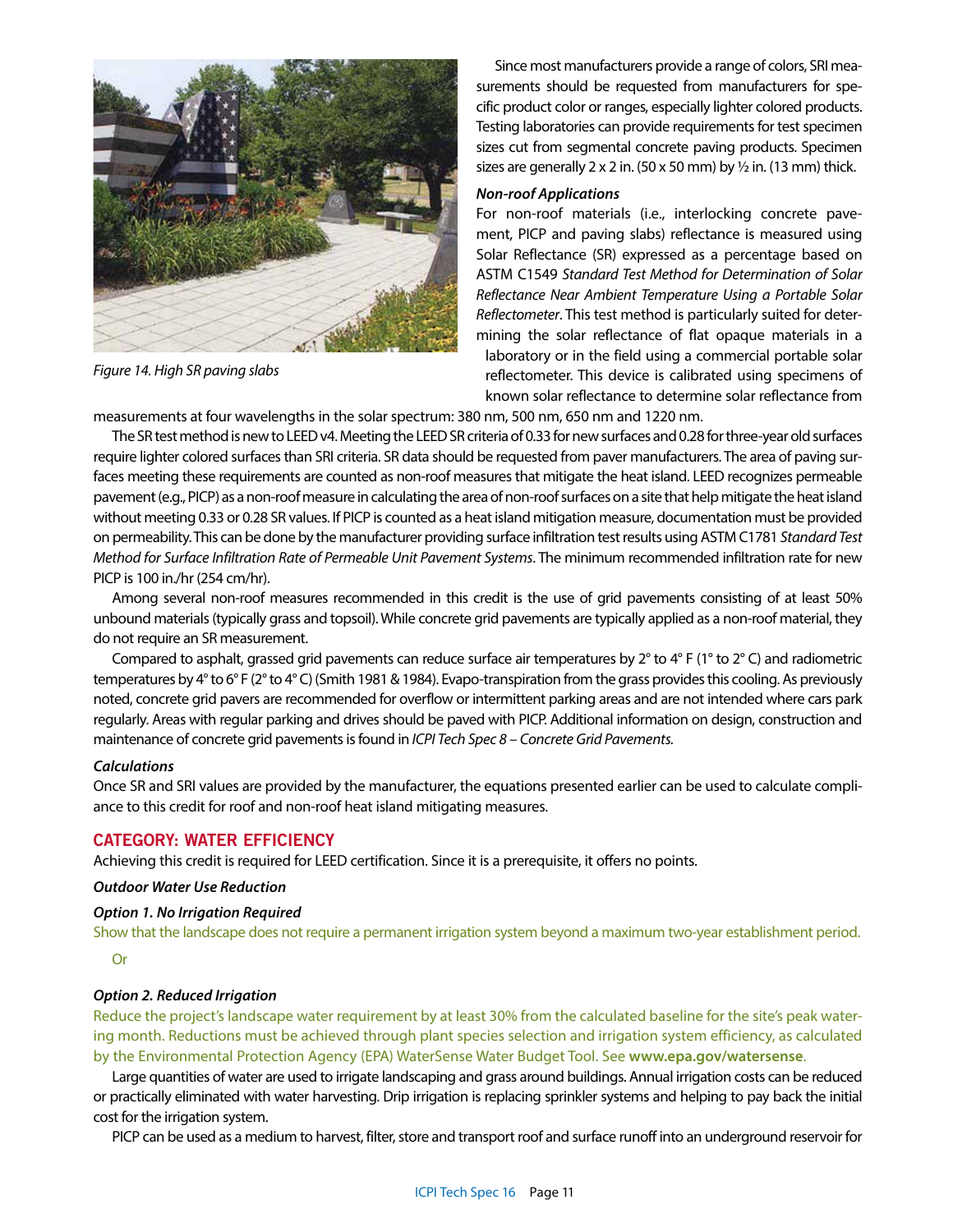Figure 14. High SR paving slabs

Since most manufacturers provide a range of colors, SRI measurements should be requested from manufacturers for specific product color or ranges, especially lighter colored products. Testing laboratories can provide requirements for test specimen sizes cut from segmental concrete paving products. Specimen sizes are generally 2 x 2 in. (50 x 50 mm) by ½ in. (13 mm) thick.

***Non-roof Applications***

For non-roof materials (i.e., interlocking concrete pavement, PICP and paving slabs) reflectance is measured using Solar Reflectance (SR) expressed as a percentage based on ASTM C1549 *Standard Test Method for Determination of Solar Reflectance Near Ambient Temperature Using a Portable Solar Reflectometer*. This test method is particularly suited for determining the solar reflectance of flat opaque materials in a laboratory or in the field using a commercial portable solar reflectometer. This device is calibrated using specimens of known solar reflectance to determine solar reflectance from measurements at four wavelengths in the solar spectrum: 380 nm, 500 nm, 650 nm and 1220 nm.

The SR test method is new to LEED v4. Meeting the LEED SR criteria of 0.33 for new surfaces and 0.28 for three-year old surfaces require lighter colored surfaces than SRI criteria. SR data should be requested from paver manufacturers. The area of paving surfaces meeting these requirements are counted as non-roof measures that mitigate the heat island. LEED recognizes permeable pavement (e.g., PICP) as a non-roof measure in calculating the area of non-roof surfaces on a site that help mitigate the heat island without meeting 0.33 or 0.28 SR values. If PICP is counted as a heat island mitigation measure, documentation must be provided on permeability. This can be done by the manufacturer providing surface infiltration test results using ASTM C1781 *Standard Test Method for Surface Infiltration Rate of Permeable Unit Pavement Systems*. The minimum recommended infiltration rate for new PICP is 100 in./hr (254 cm/hr).

Among several non-roof measures recommended in this credit is the use of grid pavements consisting of at least 50% unbound materials (typically grass and topsoil). While concrete grid pavements are typically applied as a non-roof material, they do not require an SR measurement.

Compared to asphalt, grassed grid pavements can reduce surface air temperatures by 2° to 4° F (1° to 2° C) and radiometric temperatures by 4° to 6° F (2° to 4° C) (Smith 1981 & 1984). Evapo-transpiration from the grass provides this cooling. As previously noted, concrete grid pavers are recommended for overflow or intermittent parking areas and are not intended where cars park regularly. Areas with regular parking and drives should be paved with PICP. Additional information on design, construction and maintenance of concrete grid pavements is found in *ICPI Tech Spec 8 – Concrete Grid Pavements.*

***Calculations***

Once SR and SRI values are provided by the manufacturer, the equations presented earlier can be used to calculate compliance to this credit for roof and non-roof heat island mitigating measures.

## CATEGORY: WATER EFFICIENCY

Achieving this credit is required for LEED certification. Since it is a prerequisite, it offers no points.

***Outdoor Water Use Reduction***

***Option 1. No Irrigation Required***

Show that the landscape does not require a permanent irrigation system beyond a maximum two-year establishment period.

Or

***Option 2. Reduced Irrigation***

Reduce the project's landscape water requirement by at least 30% from the calculated baseline for the site's peak watering month. Reductions must be achieved through plant species selection and irrigation system efficiency, as calculated by the Environmental Protection Agency (EPA) WaterSense Water Budget Tool. See **www.epa.gov/watersense**.

Large quantities of water are used to irrigate landscaping and grass around buildings. Annual irrigation costs can be reduced or practically eliminated with water harvesting. Drip irrigation is replacing sprinkler systems and helping to pay back the initial cost for the irrigation system.

PICP can be used as a medium to harvest, filter, store and transport roof and surface runoff into an underground reservoir for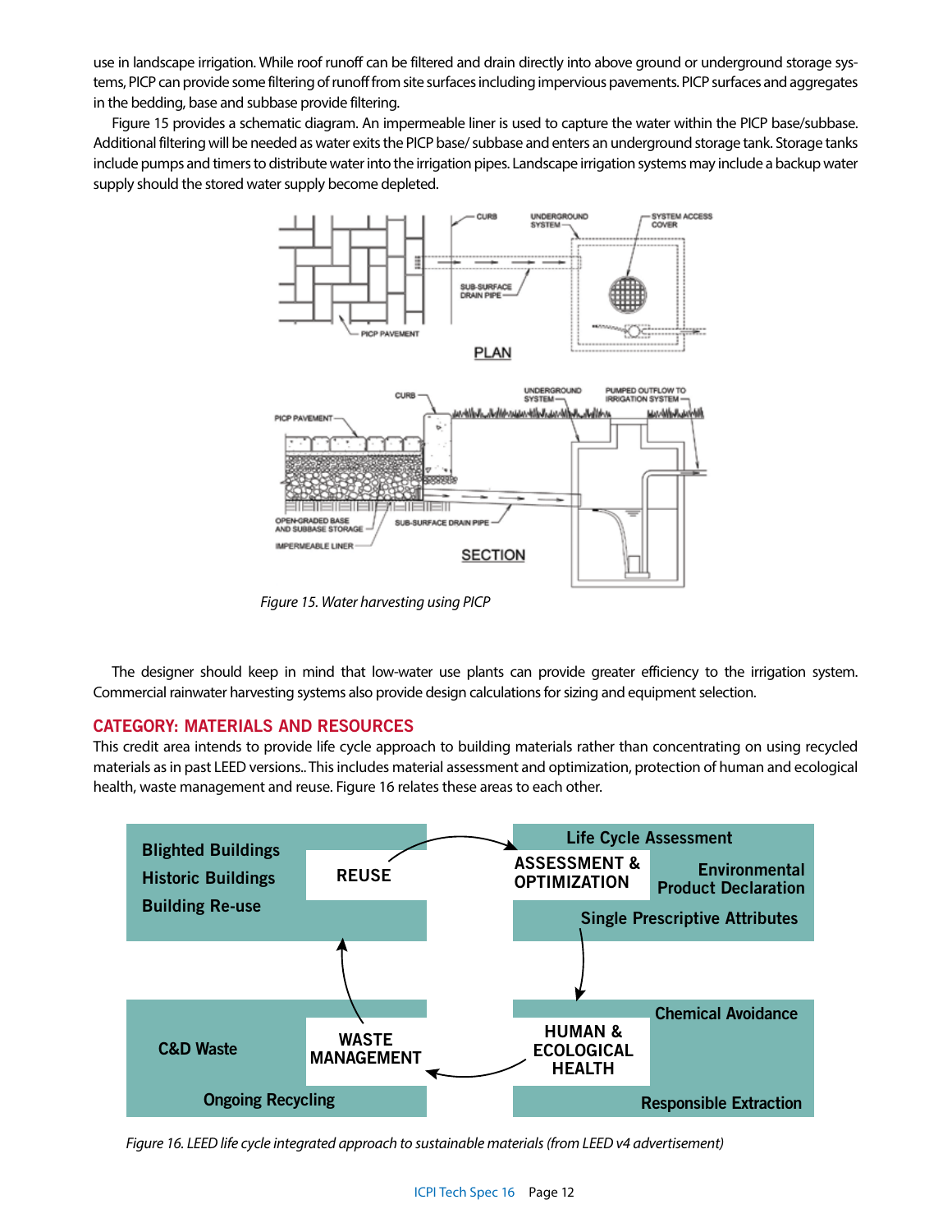use in landscape irrigation. While roof runoff can be filtered and drain directly into above ground or underground storage systems, PICP can provide some filtering of runoff from site surfaces including impervious pavements. PICP surfaces and aggregates in the bedding, base and subbase provide filtering.

Figure 15 provides a schematic diagram. An impermeable liner is used to capture the water within the PICP base/subbase. Additional filtering will be needed as water exits the PICP base/ subbase and enters an underground storage tank. Storage tanks include pumps and timers to distribute water into the irrigation pipes. Landscape irrigation systems may include a backup water supply should the stored water supply become depleted.

*Figure 15. Water harvesting using PICP*

The designer should keep in mind that low-water use plants can provide greater efficiency to the irrigation system. Commercial rainwater harvesting systems also provide design calculations for sizing and equipment selection.

## CATEGORY: MATERIALS AND RESOURCES

This credit area intends to provide life cycle approach to building materials rather than concentrating on using recycled materials as in past LEED versions.. This includes material assessment and optimization, protection of human and ecological health, waste management and reuse. Figure 16 relates these areas to each other.

*Figure 16. LEED life cycle integrated approach to sustainable materials (from LEED v4 advertisement)*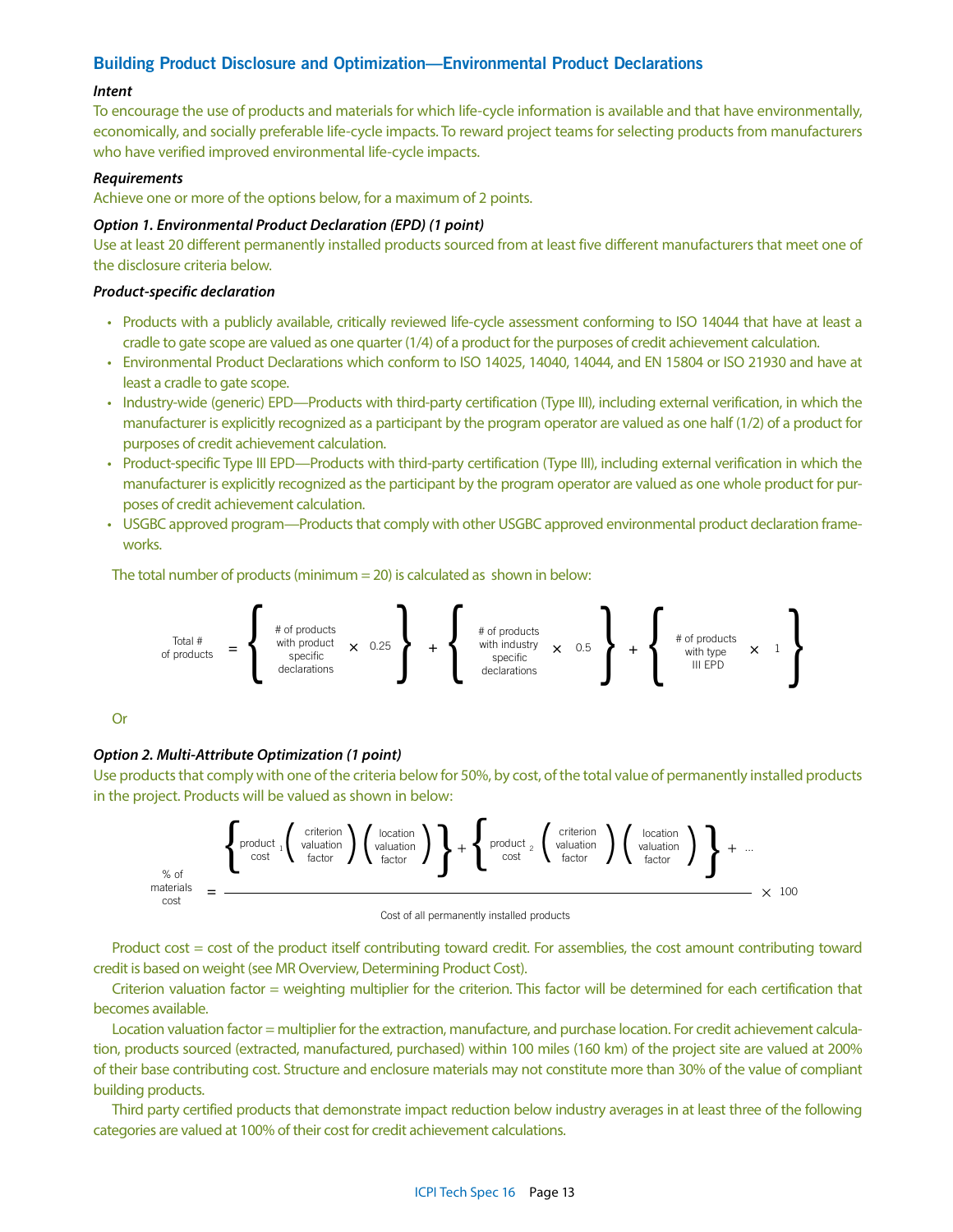## Building Product Disclosure and Optimization—Environmental Product Declarations

***Intent***

To encourage the use of products and materials for which life-cycle information is available and that have environmentally, economically, and socially preferable life-cycle impacts. To reward project teams for selecting products from manufacturers who have verified improved environmental life-cycle impacts.

***Requirements***

Achieve one or more of the options below, for a maximum of 2 points.

***Option 1. Environmental Product Declaration (EPD) (1 point)***

Use at least 20 different permanently installed products sourced from at least five different manufacturers that meet one of the disclosure criteria below.

***Product-specific declaration***

- Products with a publicly available, critically reviewed life-cycle assessment conforming to ISO 14044 that have at least a cradle to gate scope are valued as one quarter (1/4) of a product for the purposes of credit achievement calculation.
- Environmental Product Declarations which conform to ISO 14025, 14040, 14044, and EN 15804 or ISO 21930 and have at least a cradle to gate scope.
- Industry-wide (generic) EPD—Products with third-party certification (Type III), including external verification, in which the manufacturer is explicitly recognized as a participant by the program operator are valued as one half (1/2) of a product for purposes of credit achievement calculation.
- Product-specific Type III EPD—Products with third-party certification (Type III), including external verification in which the manufacturer is explicitly recognized as the participant by the program operator are valued as one whole product for purposes of credit achievement calculation.
- USGBC approved program—Products that comply with other USGBC approved environmental product declaration frameworks.

The total number of products (minimum = 20) is calculated as shown in below:

$$\text{Total \# of products} = \left\{ \text{\# of products with product specific declarations} \times 0.25 \right\} + \left\{ \text{\# of products with industry specific declarations} \times 0.5 \right\} + \left\{ \text{\# of products with type III EPD} \times 1 \right\}$$

Or

***Option 2. Multi-Attribute Optimization (1 point)***

Use products that comply with one of the criteria below for 50%, by cost, of the total value of permanently installed products in the project. Products will be valued as shown in below:

$$\text{\% of materials cost} = \frac{\left\{ \text{product cost}_1 \left( \text{criterion valuation factor} \right) \left( \text{location valuation factor} \right) \right\} + \left\{ \text{product cost}_2 \left( \text{criterion valuation factor} \right) \left( \text{location valuation factor} \right) \right\} + \ldots}{\text{Cost of all permanently installed products}} \times 100$$

Product cost = cost of the product itself contributing toward credit. For assemblies, the cost amount contributing toward credit is based on weight (see MR Overview, Determining Product Cost).

Criterion valuation factor = weighting multiplier for the criterion. This factor will be determined for each certification that becomes available.

Location valuation factor = multiplier for the extraction, manufacture, and purchase location. For credit achievement calculation, products sourced (extracted, manufactured, purchased) within 100 miles (160 km) of the project site are valued at 200% of their base contributing cost. Structure and enclosure materials may not constitute more than 30% of the value of compliant building products.

Third party certified products that demonstrate impact reduction below industry averages in at least three of the following categories are valued at 100% of their cost for credit achievement calculations.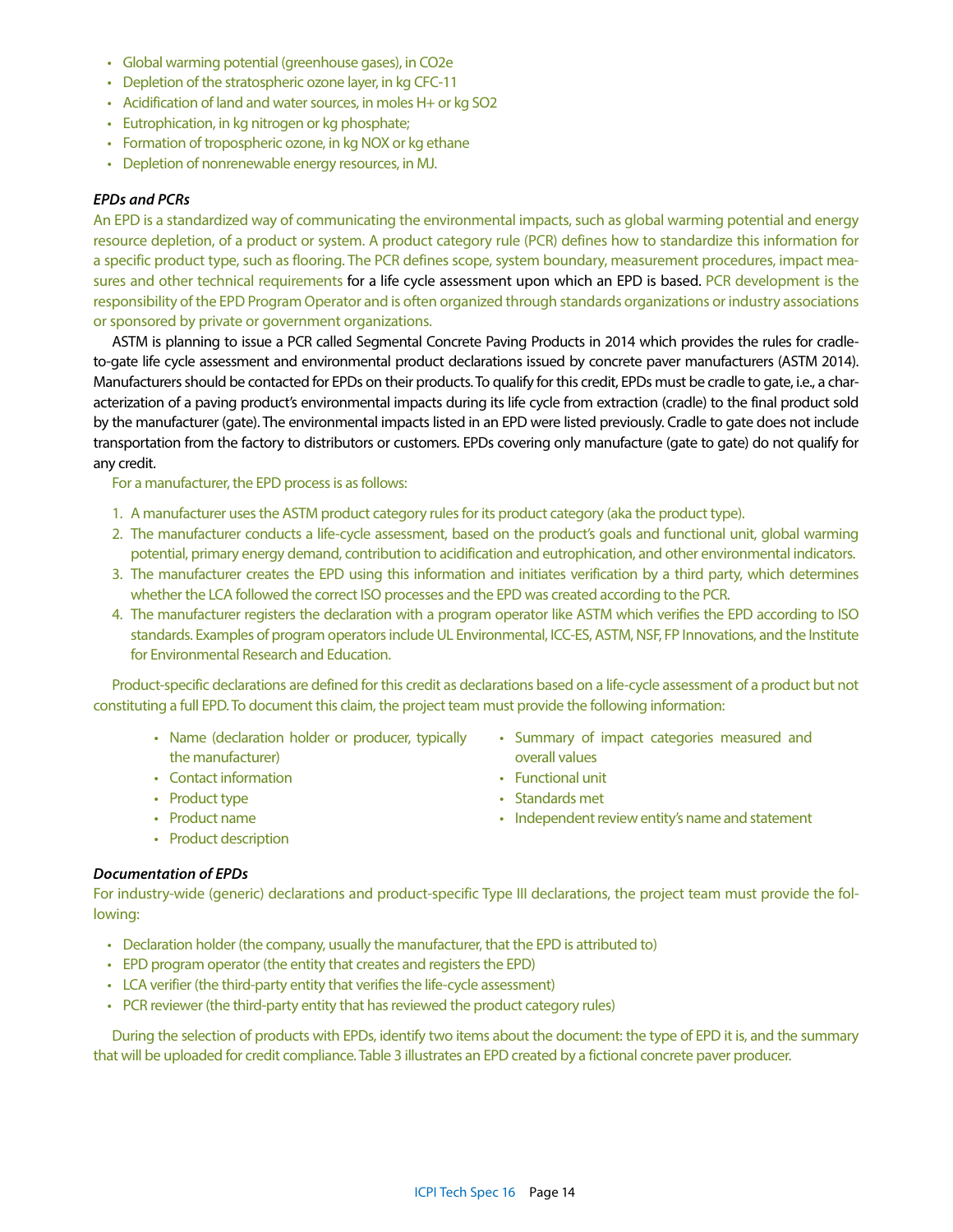- Global warming potential (greenhouse gases), in CO2e
- Depletion of the stratospheric ozone layer, in kg CFC-11
- Acidification of land and water sources, in moles H+ or kg SO2
- Eutrophication, in kg nitrogen or kg phosphate;
- Formation of tropospheric ozone, in kg NOX or kg ethane
- Depletion of nonrenewable energy resources, in MJ.

***EPDs and PCRs***

An EPD is a standardized way of communicating the environmental impacts, such as global warming potential and energy resource depletion, of a product or system. A product category rule (PCR) defines how to standardize this information for a specific product type, such as flooring. The PCR defines scope, system boundary, measurement procedures, impact measures and other technical requirements for a life cycle assessment upon which an EPD is based. PCR development is the responsibility of the EPD Program Operator and is often organized through standards organizations or industry associations or sponsored by private or government organizations.

ASTM is planning to issue a PCR called Segmental Concrete Paving Products in 2014 which provides the rules for cradle-to-gate life cycle assessment and environmental product declarations issued by concrete paver manufacturers (ASTM 2014). Manufacturers should be contacted for EPDs on their products. To qualify for this credit, EPDs must be cradle to gate, i.e., a characterization of a paving product's environmental impacts during its life cycle from extraction (cradle) to the final product sold by the manufacturer (gate). The environmental impacts listed in an EPD were listed previously. Cradle to gate does not include transportation from the factory to distributors or customers. EPDs covering only manufacture (gate to gate) do not qualify for any credit.

For a manufacturer, the EPD process is as follows:

1. A manufacturer uses the ASTM product category rules for its product category (aka the product type).
2. The manufacturer conducts a life-cycle assessment, based on the product's goals and functional unit, global warming potential, primary energy demand, contribution to acidification and eutrophication, and other environmental indicators.
3. The manufacturer creates the EPD using this information and initiates verification by a third party, which determines whether the LCA followed the correct ISO processes and the EPD was created according to the PCR.
4. The manufacturer registers the declaration with a program operator like ASTM which verifies the EPD according to ISO standards. Examples of program operators include UL Environmental, ICC-ES, ASTM, NSF, FP Innovations, and the Institute for Environmental Research and Education.

Product-specific declarations are defined for this credit as declarations based on a life-cycle assessment of a product but not constituting a full EPD. To document this claim, the project team must provide the following information:

- Name (declaration holder or producer, typically the manufacturer)
- Contact information
- Product type
- Product name
- Product description
- Summary of impact categories measured and overall values
- Functional unit
- Standards met
- Independent review entity's name and statement

***Documentation of EPDs***

For industry-wide (generic) declarations and product-specific Type III declarations, the project team must provide the following:

- Declaration holder (the company, usually the manufacturer, that the EPD is attributed to)
- EPD program operator (the entity that creates and registers the EPD)
- LCA verifier (the third-party entity that verifies the life-cycle assessment)
- PCR reviewer (the third-party entity that has reviewed the product category rules)

During the selection of products with EPDs, identify two items about the document: the type of EPD it is, and the summary that will be uploaded for credit compliance. Table 3 illustrates an EPD created by a fictional concrete paver producer.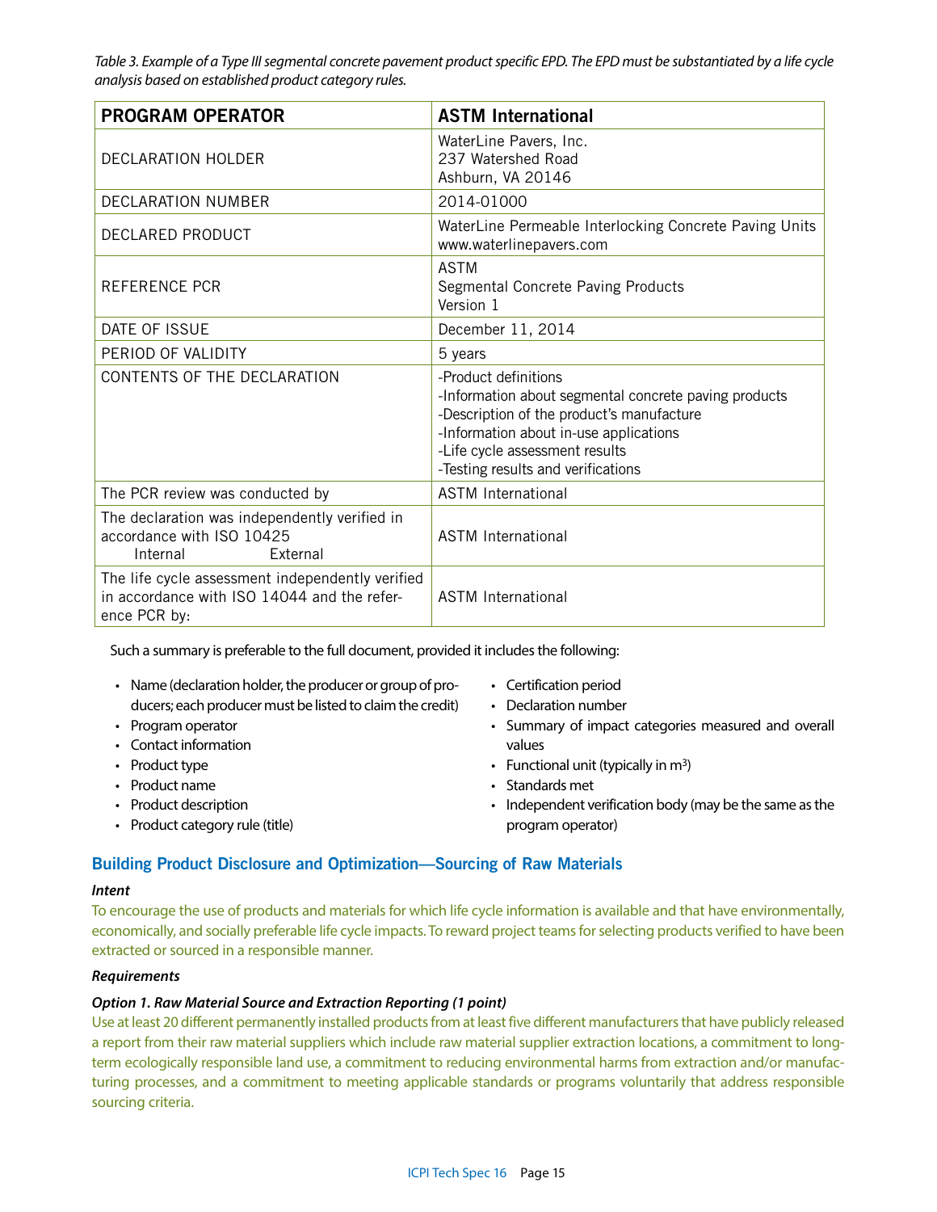*Table 3. Example of a Type III segmental concrete pavement product specific EPD. The EPD must be substantiated by a life cycle analysis based on established product category rules.*

| PROGRAM OPERATOR | ASTM International |
|---|---|
| DECLARATION HOLDER | WaterLine Pavers, Inc.<br>237 Watershed Road<br>Ashburn, VA 20146 |
| DECLARATION NUMBER | 2014-01000 |
| DECLARED PRODUCT | WaterLine Permeable Interlocking Concrete Paving Units<br>www.waterlinepavers.com |
| REFERENCE PCR | ASTM<br>Segmental Concrete Paving Products<br>Version 1 |
| DATE OF ISSUE | December 11, 2014 |
| PERIOD OF VALIDITY | 5 years |
| CONTENTS OF THE DECLARATION | -Product definitions<br>-Information about segmental concrete paving products<br>-Description of the product's manufacture<br>-Information about in-use applications<br>-Life cycle assessment results<br>-Testing results and verifications |
| The PCR review was conducted by | ASTM International |
| The declaration was independently verified in accordance with ISO 10425<br>Internal External | ASTM International |
| The life cycle assessment independently verified in accordance with ISO 14044 and the reference PCR by: | ASTM International |

Such a summary is preferable to the full document, provided it includes the following:

- Name (declaration holder, the producer or group of producers; each producer must be listed to claim the credit)
- Program operator
- Contact information
- Product type
- Product name
- Product description
- Product category rule (title)
- Certification period
- Declaration number
- Summary of impact categories measured and overall values
- Functional unit (typically in $m^3$)
- Standards met
- Independent verification body (may be the same as the program operator)

## Building Product Disclosure and Optimization—Sourcing of Raw Materials

***Intent***

To encourage the use of products and materials for which life cycle information is available and that have environmentally, economically, and socially preferable life cycle impacts. To reward project teams for selecting products verified to have been extracted or sourced in a responsible manner.

***Requirements***

***Option 1. Raw Material Source and Extraction Reporting (1 point)***

Use at least 20 different permanently installed products from at least five different manufacturers that have publicly released a report from their raw material suppliers which include raw material supplier extraction locations, a commitment to long-term ecologically responsible land use, a commitment to reducing environmental harms from extraction and/or manufacturing processes, and a commitment to meeting applicable standards or programs voluntarily that address responsible sourcing criteria.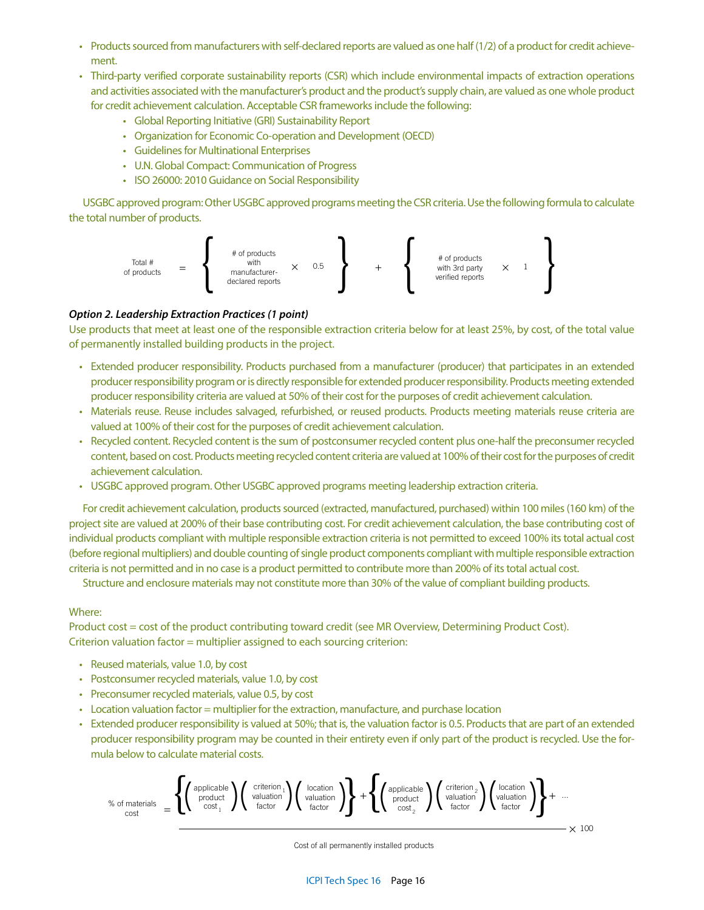- Products sourced from manufacturers with self-declared reports are valued as one half (1/2) of a product for credit achievement.
- Third-party verified corporate sustainability reports (CSR) which include environmental impacts of extraction operations and activities associated with the manufacturer's product and the product's supply chain, are valued as one whole product for credit achievement calculation. Acceptable CSR frameworks include the following:
  - Global Reporting Initiative (GRI) Sustainability Report
  - Organization for Economic Co-operation and Development (OECD)
  - Guidelines for Multinational Enterprises
  - U.N. Global Compact: Communication of Progress
  - ISO 26000: 2010 Guidance on Social Responsibility

USGBC approved program: Other USGBC approved programs meeting the CSR criteria. Use the following formula to calculate the total number of products.

$$\text{Total \# of products} = \left\{ \text{\# of products with manufacturer-declared reports} \times 0.5 \right\} + \left\{ \text{\# of products with 3rd party verified reports} \times 1 \right\}$$

***Option 2. Leadership Extraction Practices (1 point)***

Use products that meet at least one of the responsible extraction criteria below for at least 25%, by cost, of the total value of permanently installed building products in the project.

- Extended producer responsibility. Products purchased from a manufacturer (producer) that participates in an extended producer responsibility program or is directly responsible for extended producer responsibility. Products meeting extended producer responsibility criteria are valued at 50% of their cost for the purposes of credit achievement calculation.
- Materials reuse. Reuse includes salvaged, refurbished, or reused products. Products meeting materials reuse criteria are valued at 100% of their cost for the purposes of credit achievement calculation.
- Recycled content. Recycled content is the sum of postconsumer recycled content plus one-half the preconsumer recycled content, based on cost. Products meeting recycled content criteria are valued at 100% of their cost for the purposes of credit achievement calculation.
- USGBC approved program. Other USGBC approved programs meeting leadership extraction criteria.

For credit achievement calculation, products sourced (extracted, manufactured, purchased) within 100 miles (160 km) of the project site are valued at 200% of their base contributing cost. For credit achievement calculation, the base contributing cost of individual products compliant with multiple responsible extraction criteria is not permitted to exceed 100% its total actual cost (before regional multipliers) and double counting of single product components compliant with multiple responsible extraction criteria is not permitted and in no case is a product permitted to contribute more than 200% of its total actual cost.

Structure and enclosure materials may not constitute more than 30% of the value of compliant building products.

Where:

Product cost = cost of the product contributing toward credit (see MR Overview, Determining Product Cost).

Criterion valuation factor = multiplier assigned to each sourcing criterion:

- Reused materials, value 1.0, by cost
- Postconsumer recycled materials, value 1.0, by cost
- Preconsumer recycled materials, value 0.5, by cost
- Location valuation factor = multiplier for the extraction, manufacture, and purchase location
- Extended producer responsibility is valued at 50%; that is, the valuation factor is 0.5. Products that are part of an extended producer responsibility program may be counted in their entirety even if only part of the product is recycled. Use the formula below to calculate material costs.

$$\text{\% of materials cost} = \frac{\left\{ \left(\text{applicable product cost}_1\right)\left(\text{criterion}_1 \text{ valuation factor}\right)\left(\text{location valuation factor}\right) \right\} + \left\{ \left(\text{applicable product cost}_2\right)\left(\text{criterion}_2 \text{ valuation factor}\right)\left(\text{location valuation factor}\right) \right\} + \ldots}{\text{Cost of all permanently installed products}} \times 100$$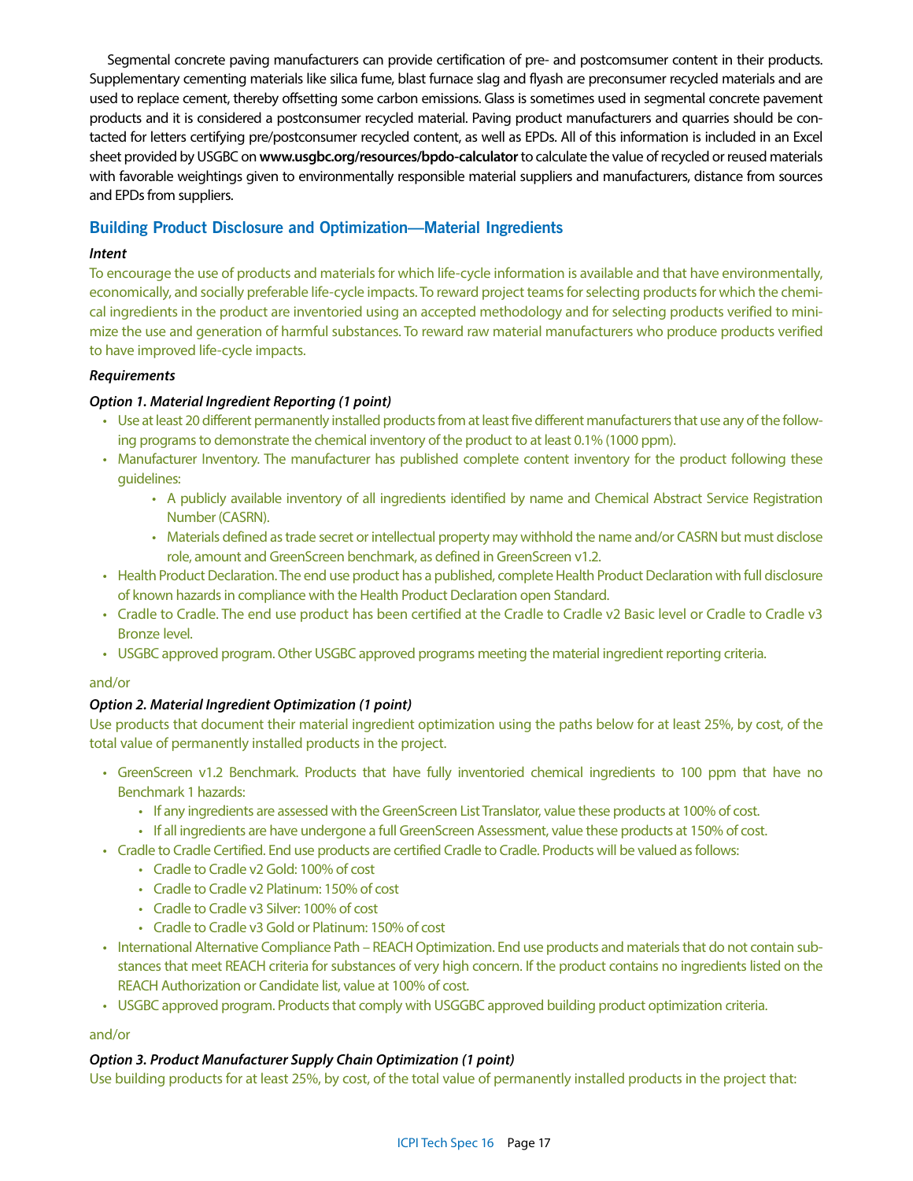Segmental concrete paving manufacturers can provide certification of pre- and postcomsumer content in their products. Supplementary cementing materials like silica fume, blast furnace slag and flyash are preconsumer recycled materials and are used to replace cement, thereby offsetting some carbon emissions. Glass is sometimes used in segmental concrete pavement products and it is considered a postconsumer recycled material. Paving product manufacturers and quarries should be contacted for letters certifying pre/postconsumer recycled content, as well as EPDs. All of this information is included in an Excel sheet provided by USGBC on **www.usgbc.org/resources/bpdo-calculator** to calculate the value of recycled or reused materials with favorable weightings given to environmentally responsible material suppliers and manufacturers, distance from sources and EPDs from suppliers.

## Building Product Disclosure and Optimization—Material Ingredients

***Intent***

To encourage the use of products and materials for which life-cycle information is available and that have environmentally, economically, and socially preferable life-cycle impacts. To reward project teams for selecting products for which the chemical ingredients in the product are inventoried using an accepted methodology and for selecting products verified to minimize the use and generation of harmful substances. To reward raw material manufacturers who produce products verified to have improved life-cycle impacts.

***Requirements***

***Option 1. Material Ingredient Reporting (1 point)***

- Use at least 20 different permanently installed products from at least five different manufacturers that use any of the following programs to demonstrate the chemical inventory of the product to at least 0.1% (1000 ppm).
- Manufacturer Inventory. The manufacturer has published complete content inventory for the product following these guidelines:
  - A publicly available inventory of all ingredients identified by name and Chemical Abstract Service Registration Number (CASRN).
  - Materials defined as trade secret or intellectual property may withhold the name and/or CASRN but must disclose role, amount and GreenScreen benchmark, as defined in GreenScreen v1.2.
- Health Product Declaration. The end use product has a published, complete Health Product Declaration with full disclosure of known hazards in compliance with the Health Product Declaration open Standard.
- Cradle to Cradle. The end use product has been certified at the Cradle to Cradle v2 Basic level or Cradle to Cradle v3 Bronze level.
- USGBC approved program. Other USGBC approved programs meeting the material ingredient reporting criteria.

and/or

***Option 2. Material Ingredient Optimization (1 point)***

Use products that document their material ingredient optimization using the paths below for at least 25%, by cost, of the total value of permanently installed products in the project.

- GreenScreen v1.2 Benchmark. Products that have fully inventoried chemical ingredients to 100 ppm that have no Benchmark 1 hazards:
  - If any ingredients are assessed with the GreenScreen List Translator, value these products at 100% of cost.
  - If all ingredients are have undergone a full GreenScreen Assessment, value these products at 150% of cost.
- Cradle to Cradle Certified. End use products are certified Cradle to Cradle. Products will be valued as follows:
  - Cradle to Cradle v2 Gold: 100% of cost
  - Cradle to Cradle v2 Platinum: 150% of cost
  - Cradle to Cradle v3 Silver: 100% of cost
  - Cradle to Cradle v3 Gold or Platinum: 150% of cost
- International Alternative Compliance Path – REACH Optimization. End use products and materials that do not contain substances that meet REACH criteria for substances of very high concern. If the product contains no ingredients listed on the REACH Authorization or Candidate list, value at 100% of cost.
- USGBC approved program. Products that comply with USGGBC approved building product optimization criteria.

and/or

***Option 3. Product Manufacturer Supply Chain Optimization (1 point)***

Use building products for at least 25%, by cost, of the total value of permanently installed products in the project that: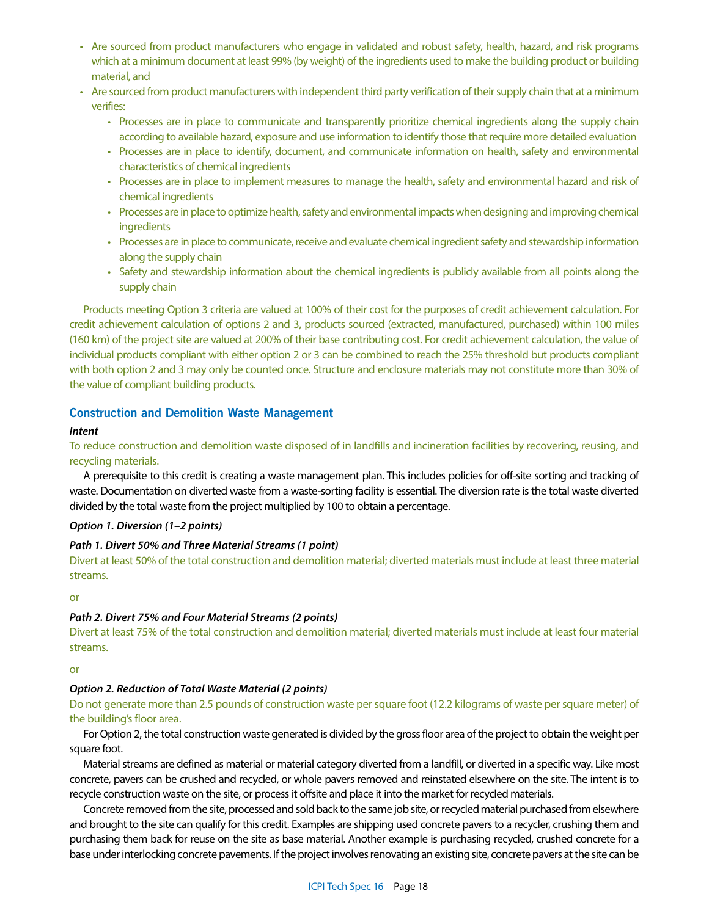- Are sourced from product manufacturers who engage in validated and robust safety, health, hazard, and risk programs which at a minimum document at least 99% (by weight) of the ingredients used to make the building product or building material, and
- Are sourced from product manufacturers with independent third party verification of their supply chain that at a minimum verifies:
  - Processes are in place to communicate and transparently prioritize chemical ingredients along the supply chain according to available hazard, exposure and use information to identify those that require more detailed evaluation
  - Processes are in place to identify, document, and communicate information on health, safety and environmental characteristics of chemical ingredients
  - Processes are in place to implement measures to manage the health, safety and environmental hazard and risk of chemical ingredients
  - Processes are in place to optimize health, safety and environmental impacts when designing and improving chemical ingredients
  - Processes are in place to communicate, receive and evaluate chemical ingredient safety and stewardship information along the supply chain
  - Safety and stewardship information about the chemical ingredients is publicly available from all points along the supply chain

Products meeting Option 3 criteria are valued at 100% of their cost for the purposes of credit achievement calculation. For credit achievement calculation of options 2 and 3, products sourced (extracted, manufactured, purchased) within 100 miles (160 km) of the project site are valued at 200% of their base contributing cost. For credit achievement calculation, the value of individual products compliant with either option 2 or 3 can be combined to reach the 25% threshold but products compliant with both option 2 and 3 may only be counted once. Structure and enclosure materials may not constitute more than 30% of the value of compliant building products.

## Construction and Demolition Waste Management

***Intent***

To reduce construction and demolition waste disposed of in landfills and incineration facilities by recovering, reusing, and recycling materials.

A prerequisite to this credit is creating a waste management plan. This includes policies for off-site sorting and tracking of waste. Documentation on diverted waste from a waste-sorting facility is essential. The diversion rate is the total waste diverted divided by the total waste from the project multiplied by 100 to obtain a percentage.

***Option 1. Diversion (1–2 points)***

***Path 1. Divert 50% and Three Material Streams (1 point)***

Divert at least 50% of the total construction and demolition material; diverted materials must include at least three material streams.

or

***Path 2. Divert 75% and Four Material Streams (2 points)***

Divert at least 75% of the total construction and demolition material; diverted materials must include at least four material streams.

or

***Option 2. Reduction of Total Waste Material (2 points)***

Do not generate more than 2.5 pounds of construction waste per square foot (12.2 kilograms of waste per square meter) of the building's floor area.

For Option 2, the total construction waste generated is divided by the gross floor area of the project to obtain the weight per square foot.

Material streams are defined as material or material category diverted from a landfill, or diverted in a specific way. Like most concrete, pavers can be crushed and recycled, or whole pavers removed and reinstated elsewhere on the site. The intent is to recycle construction waste on the site, or process it offsite and place it into the market for recycled materials.

Concrete removed from the site, processed and sold back to the same job site, or recycled material purchased from elsewhere and brought to the site can qualify for this credit. Examples are shipping used concrete pavers to a recycler, crushing them and purchasing them back for reuse on the site as base material. Another example is purchasing recycled, crushed concrete for a base under interlocking concrete pavements. If the project involves renovating an existing site, concrete pavers at the site can be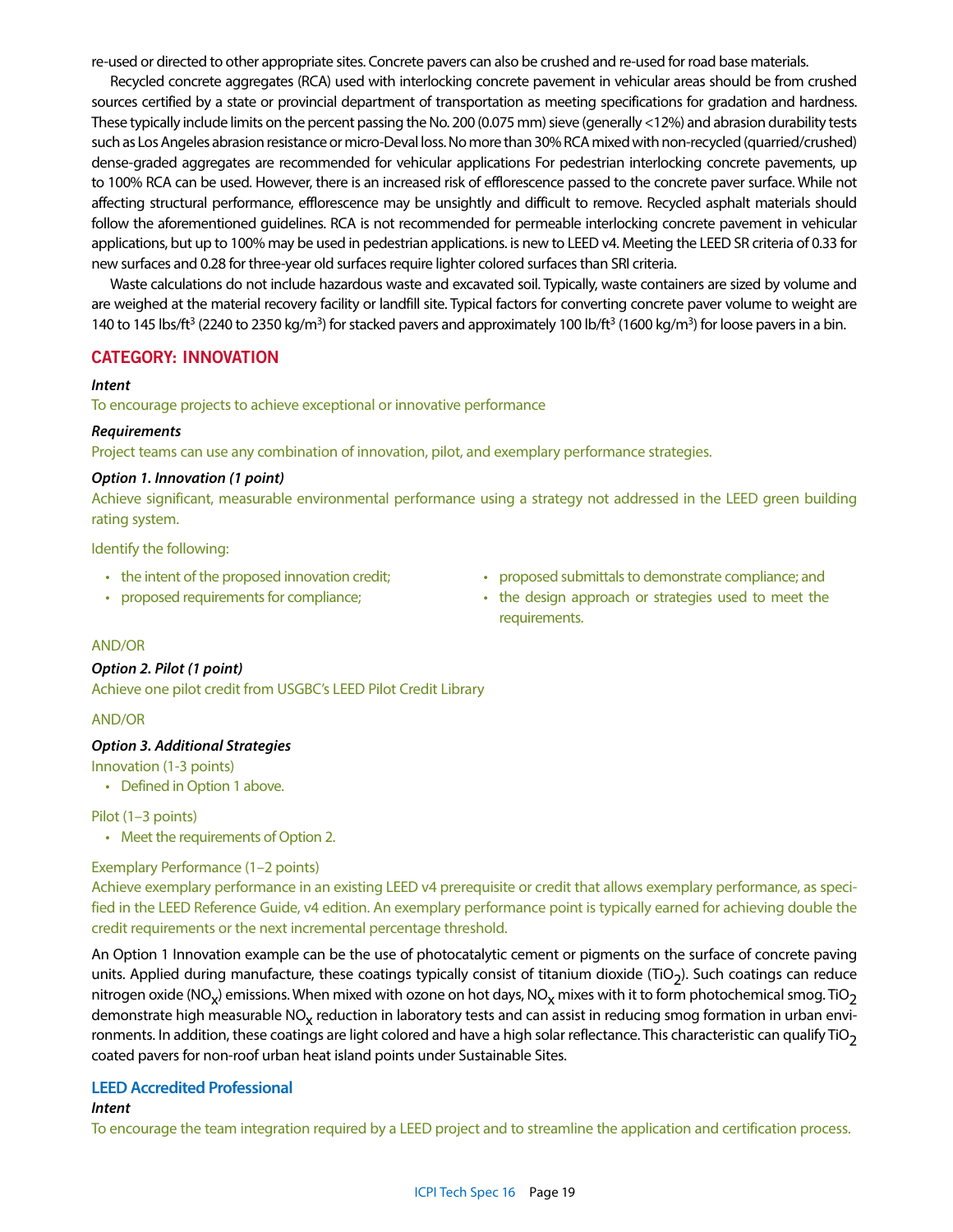re-used or directed to other appropriate sites. Concrete pavers can also be crushed and re-used for road base materials.

Recycled concrete aggregates (RCA) used with interlocking concrete pavement in vehicular areas should be from crushed sources certified by a state or provincial department of transportation as meeting specifications for gradation and hardness. These typically include limits on the percent passing the No. 200 (0.075 mm) sieve (generally <12%) and abrasion durability tests such as Los Angeles abrasion resistance or micro-Deval loss. No more than 30% RCA mixed with non-recycled (quarried/crushed) dense-graded aggregates are recommended for vehicular applications For pedestrian interlocking concrete pavements, up to 100% RCA can be used. However, there is an increased risk of efflorescence passed to the concrete paver surface. While not affecting structural performance, efflorescence may be unsightly and difficult to remove. Recycled asphalt materials should follow the aforementioned guidelines. RCA is not recommended for permeable interlocking concrete pavement in vehicular applications, but up to 100% may be used in pedestrian applications. is new to LEED v4. Meeting the LEED SR criteria of 0.33 for new surfaces and 0.28 for three-year old surfaces require lighter colored surfaces than SRI criteria.

Waste calculations do not include hazardous waste and excavated soil. Typically, waste containers are sized by volume and are weighed at the material recovery facility or landfill site. Typical factors for converting concrete paver volume to weight are 140 to 145 lbs/ft$^3$ (2240 to 2350 kg/m$^3$) for stacked pavers and approximately 100 lb/ft$^3$ (1600 kg/m$^3$) for loose pavers in a bin.

## CATEGORY: INNOVATION

***Intent***

To encourage projects to achieve exceptional or innovative performance

***Requirements***

Project teams can use any combination of innovation, pilot, and exemplary performance strategies.

***Option 1. Innovation (1 point)***

Achieve significant, measurable environmental performance using a strategy not addressed in the LEED green building rating system.

Identify the following:

- the intent of the proposed innovation credit;
- proposed requirements for compliance;
- proposed submittals to demonstrate compliance; and
- the design approach or strategies used to meet the requirements.

AND/OR

***Option 2. Pilot (1 point)***

Achieve one pilot credit from USGBC's LEED Pilot Credit Library

AND/OR

***Option 3. Additional Strategies***

Innovation (1-3 points)

- Defined in Option 1 above.

Pilot (1–3 points)

- Meet the requirements of Option 2.

Exemplary Performance (1–2 points)

Achieve exemplary performance in an existing LEED v4 prerequisite or credit that allows exemplary performance, as specified in the LEED Reference Guide, v4 edition. An exemplary performance point is typically earned for achieving double the credit requirements or the next incremental percentage threshold.

An Option 1 Innovation example can be the use of photocatalytic cement or pigments on the surface of concrete paving units. Applied during manufacture, these coatings typically consist of titanium dioxide ($TiO_2$). Such coatings can reduce nitrogen oxide ($NO_x$) emissions. When mixed with ozone on hot days, $NO_x$ mixes with it to form photochemical smog. $TiO_2$ demonstrate high measurable $NO_x$ reduction in laboratory tests and can assist in reducing smog formation in urban environments. In addition, these coatings are light colored and have a high solar reflectance. This characteristic can qualify $TiO_2$ coated pavers for non-roof urban heat island points under Sustainable Sites.

### LEED Accredited Professional

***Intent***

To encourage the team integration required by a LEED project and to streamline the application and certification process.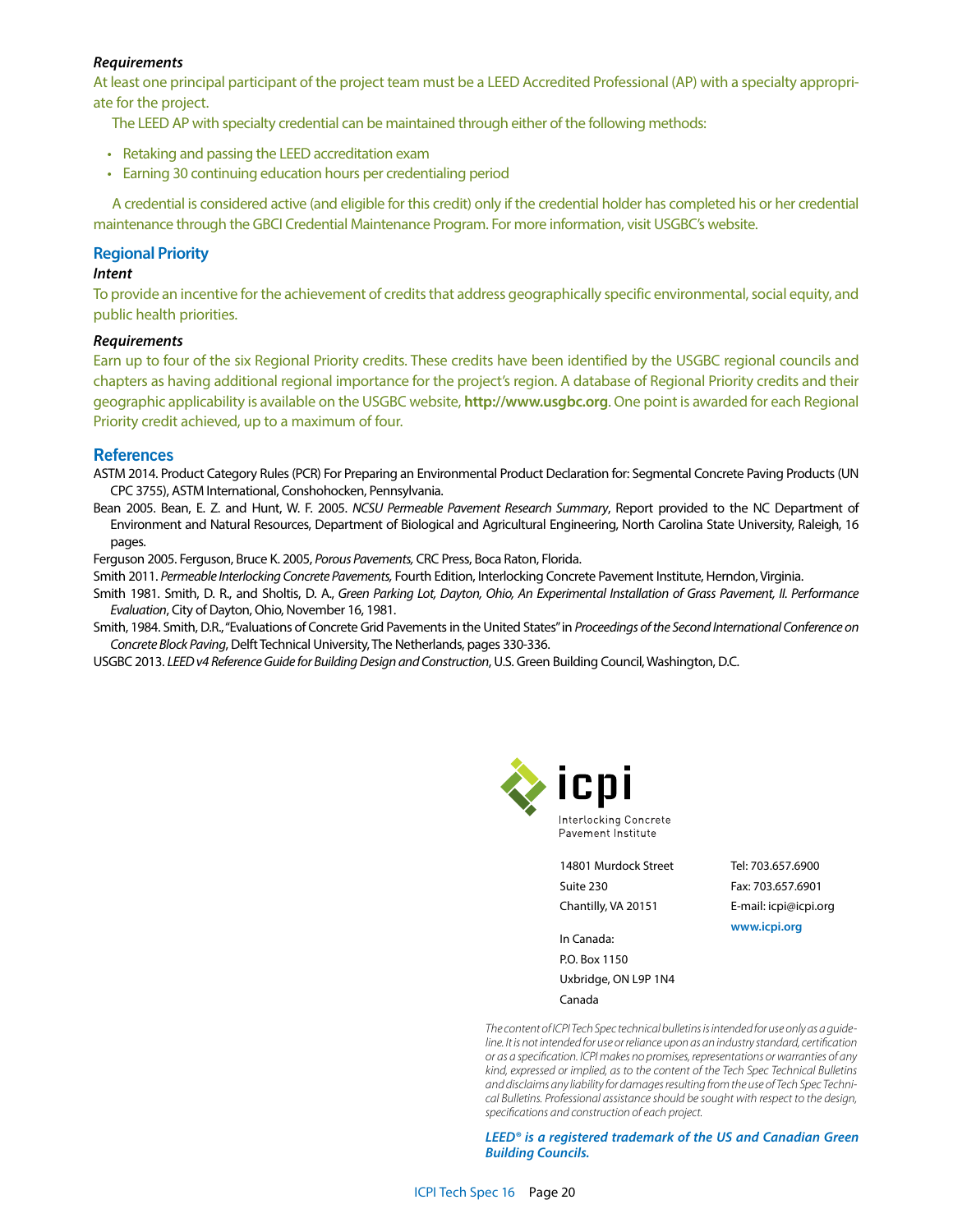***Requirements***

At least one principal participant of the project team must be a LEED Accredited Professional (AP) with a specialty appropriate for the project.

The LEED AP with specialty credential can be maintained through either of the following methods:

- Retaking and passing the LEED accreditation exam
- Earning 30 continuing education hours per credentialing period

A credential is considered active (and eligible for this credit) only if the credential holder has completed his or her credential maintenance through the GBCI Credential Maintenance Program. For more information, visit USGBC's website.

### Regional Priority

***Intent***

To provide an incentive for the achievement of credits that address geographically specific environmental, social equity, and public health priorities.

***Requirements***

Earn up to four of the six Regional Priority credits. These credits have been identified by the USGBC regional councils and chapters as having additional regional importance for the project's region. A database of Regional Priority credits and their geographic applicability is available on the USGBC website, **http://www.usgbc.org**. One point is awarded for each Regional Priority credit achieved, up to a maximum of four.

## References

ASTM 2014. Product Category Rules (PCR) For Preparing an Environmental Product Declaration for: Segmental Concrete Paving Products (UN CPC 3755), ASTM International, Conshohocken, Pennsylvania.

Bean 2005. Bean, E. Z. and Hunt, W. F. 2005. *NCSU Permeable Pavement Research Summary*, Report provided to the NC Department of Environment and Natural Resources, Department of Biological and Agricultural Engineering, North Carolina State University, Raleigh, 16 pages.

Ferguson 2005. Ferguson, Bruce K. 2005, *Porous Pavements,* CRC Press, Boca Raton, Florida.

Smith 2011. *Permeable Interlocking Concrete Pavements,* Fourth Edition, Interlocking Concrete Pavement Institute, Herndon, Virginia.

Smith 1981. Smith, D. R., and Sholtis, D. A., *Green Parking Lot, Dayton, Ohio, An Experimental Installation of Grass Pavement, II. Performance Evaluation*, City of Dayton, Ohio, November 16, 1981.

Smith, 1984. Smith, D.R., "Evaluations of Concrete Grid Pavements in the United States" in *Proceedings of the Second International Conference on Concrete Block Paving*, Delft Technical University, The Netherlands, pages 330-336.

USGBC 2013. *LEED v4 Reference Guide for Building Design and Construction*, U.S. Green Building Council, Washington, D.C.

icpi
Interlocking Concrete Pavement Institute

14801 Murdock Street
Suite 230
Chantilly, VA 20151

Tel: 703.657.6900
Fax: 703.657.6901
E-mail: icpi@icpi.org
**www.icpi.org**

In Canada:
P.O. Box 1150
Uxbridge, ON L9P 1N4
Canada

*The content of ICPI Tech Spec technical bulletins is intended for use only as a guideline. It is not intended for use or reliance upon as an industry standard, certification or as a specification. ICPI makes no promises, representations or warranties of any kind, expressed or implied, as to the content of the Tech Spec Technical Bulletins and disclaims any liability for damages resulting from the use of Tech Spec Technical Bulletins. Professional assistance should be sought with respect to the design, specifications and construction of each project.*

***LEED® is a registered trademark of the US and Canadian Green Building Councils.***